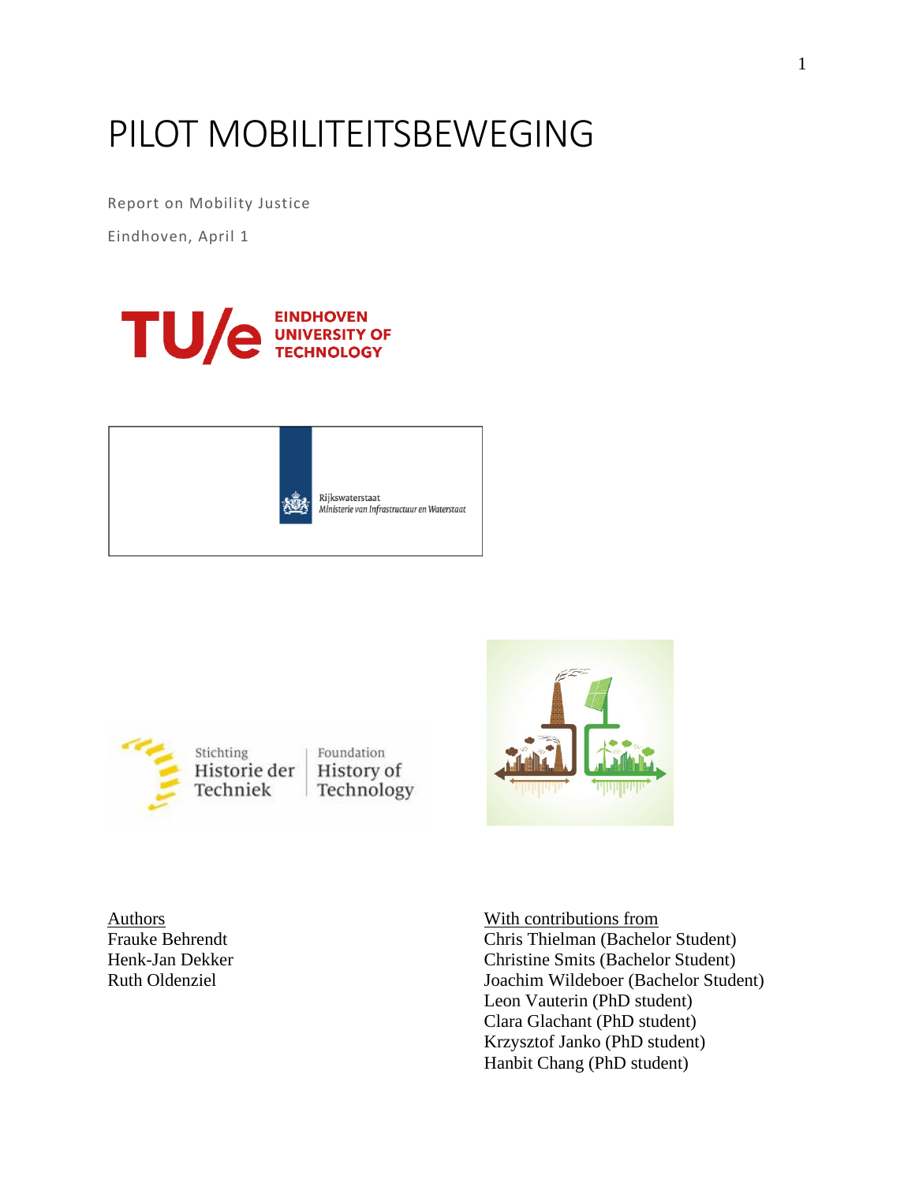# PILOT MOBILITEITSBEWEGING

Report on Mobility Justice

Eindhoven, April 1

Authors
Frauke Behrendt
Henk-Jan Dekker
Ruth Oldenziel

With contributions from
Chris Thielman (Bachelor Student)
Christine Smits (Bachelor Student)
Joachim Wildeboer (Bachelor Student)
Leon Vauterin (PhD student)
Clara Glachant (PhD student)
Krzysztof Janko (PhD student)
Hanbit Chang (PhD student)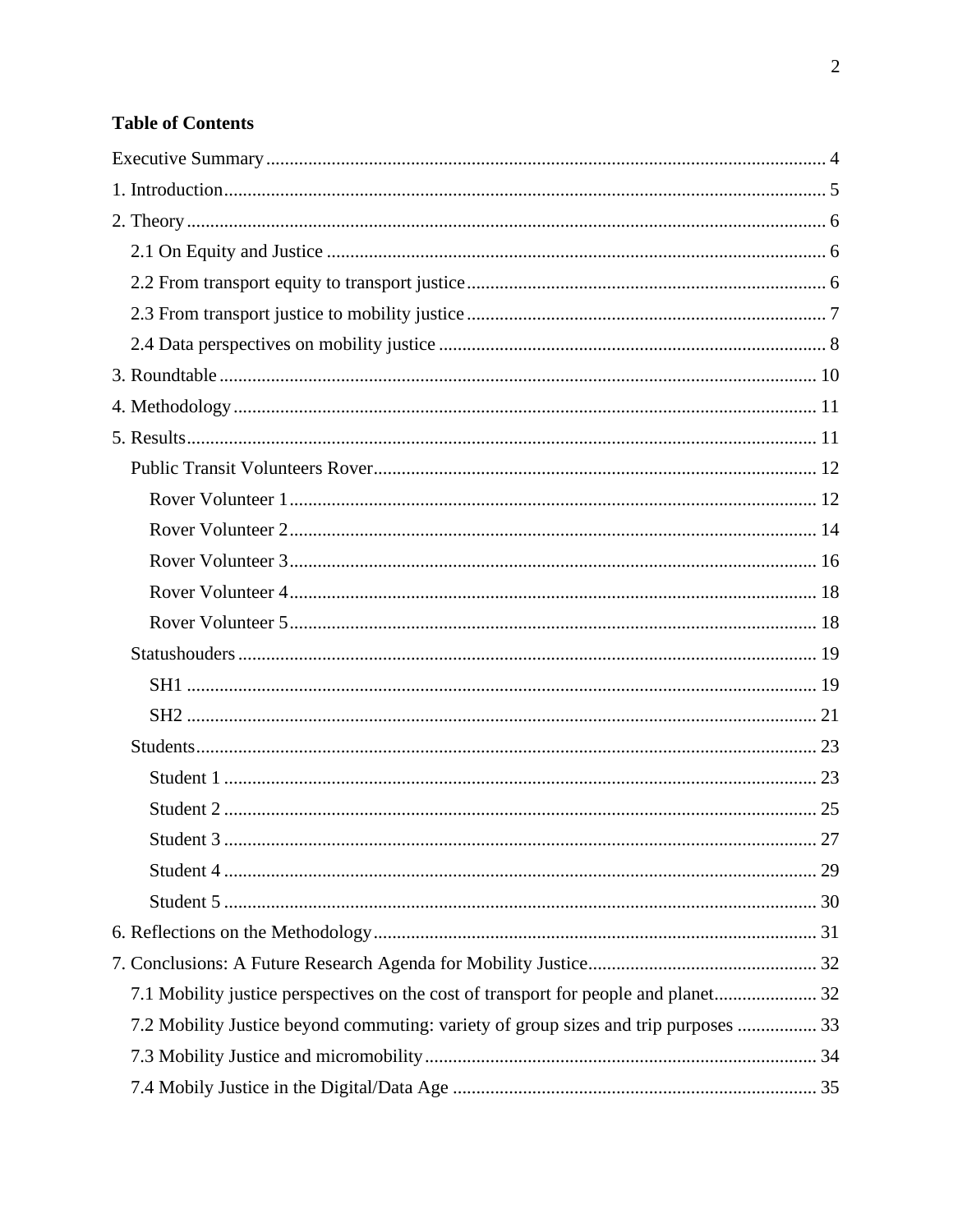**Table of Contents**

Executive Summary ........................................................................................................ 4
1. Introduction ................................................................................................................. 5
2. Theory .......................................................................................................................... 6
   2.1 On Equity and Justice ............................................................................................ 6
   2.2 From transport equity to transport justice ............................................................. 6
   2.3 From transport justice to mobility justice ............................................................. 7
   2.4 Data perspectives on mobility justice .................................................................... 8
3. Roundtable ................................................................................................................. 10
4. Methodology ............................................................................................................... 11
5. Results ......................................................................................................................... 11
   Public Transit Volunteers Rover ................................................................................ 12
      Rover Volunteer 1 .................................................................................................. 12
      Rover Volunteer 2 .................................................................................................. 14
      Rover Volunteer 3 .................................................................................................. 16
      Rover Volunteer 4 .................................................................................................. 18
      Rover Volunteer 5 .................................................................................................. 18
   Statushouders ............................................................................................................. 19
      SH1 ......................................................................................................................... 19
      SH2 ......................................................................................................................... 21
   Students ...................................................................................................................... 23
      Student 1 ................................................................................................................. 23
      Student 2 ................................................................................................................. 25
      Student 3 ................................................................................................................. 27
      Student 4 ................................................................................................................. 29
      Student 5 ................................................................................................................. 30
6. Reflections on the Methodology ................................................................................ 31
7. Conclusions: A Future Research Agenda for Mobility Justice ................................... 32
   7.1 Mobility justice perspectives on the cost of transport for people and planet ........ 32
   7.2 Mobility Justice beyond commuting: variety of group sizes and trip purposes ..... 33
   7.3 Mobility Justice and micromobility ....................................................................... 34
   7.4 Mobily Justice in the Digital/Data Age .................................................................. 35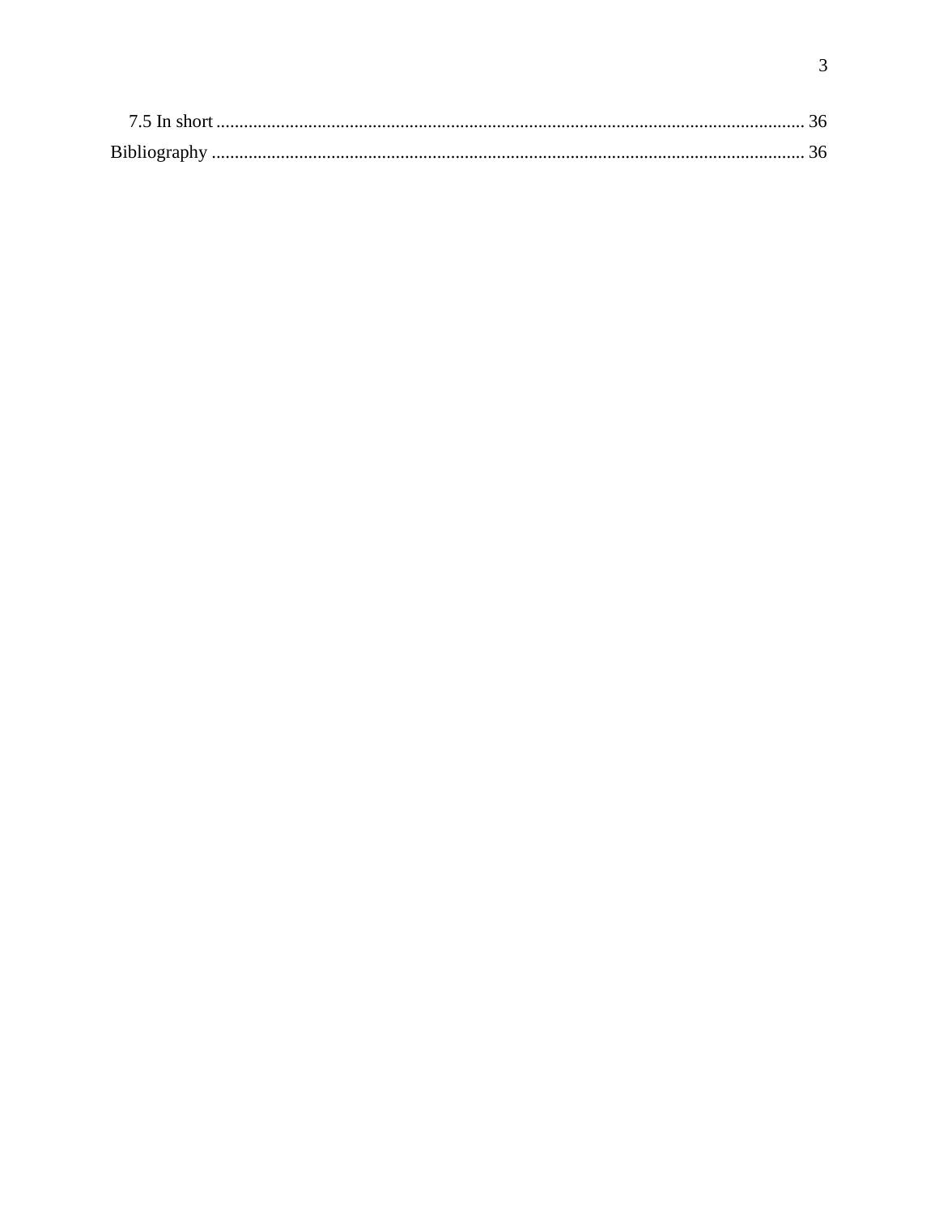7.5 In short ................................................................................................................................ 36

Bibliography ................................................................................................................................. 36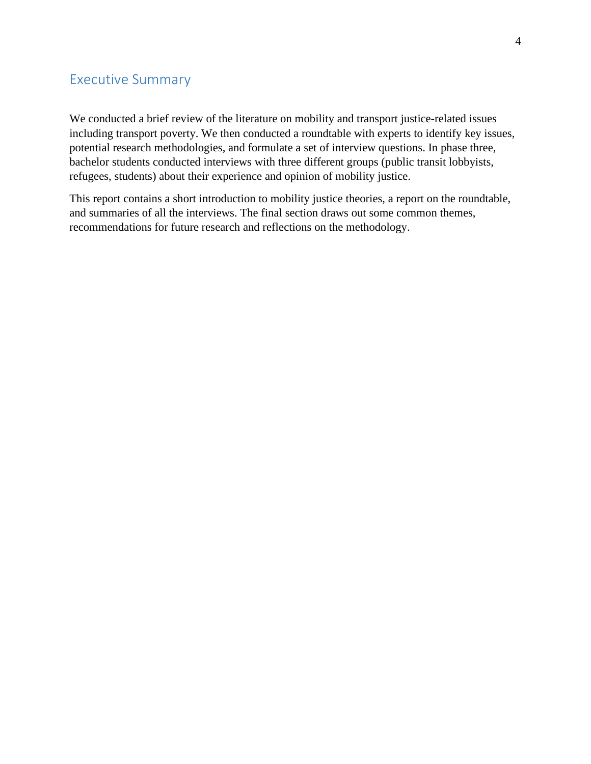## Executive Summary

We conducted a brief review of the literature on mobility and transport justice-related issues including transport poverty. We then conducted a roundtable with experts to identify key issues, potential research methodologies, and formulate a set of interview questions. In phase three, bachelor students conducted interviews with three different groups (public transit lobbyists, refugees, students) about their experience and opinion of mobility justice.

This report contains a short introduction to mobility justice theories, a report on the roundtable, and summaries of all the interviews. The final section draws out some common themes, recommendations for future research and reflections on the methodology.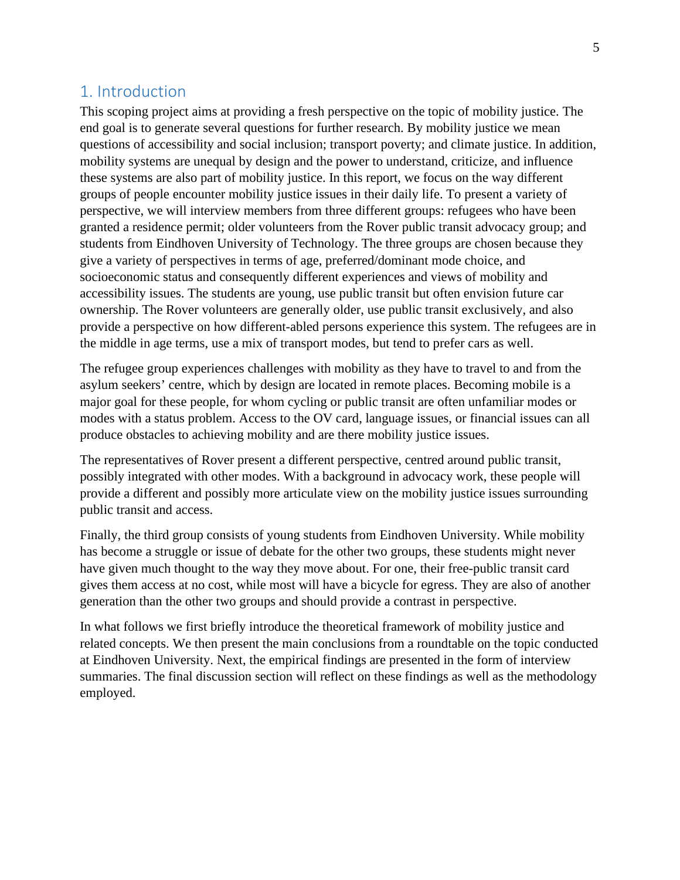## 1. Introduction

This scoping project aims at providing a fresh perspective on the topic of mobility justice. The end goal is to generate several questions for further research. By mobility justice we mean questions of accessibility and social inclusion; transport poverty; and climate justice. In addition, mobility systems are unequal by design and the power to understand, criticize, and influence these systems are also part of mobility justice. In this report, we focus on the way different groups of people encounter mobility justice issues in their daily life. To present a variety of perspective, we will interview members from three different groups: refugees who have been granted a residence permit; older volunteers from the Rover public transit advocacy group; and students from Eindhoven University of Technology. The three groups are chosen because they give a variety of perspectives in terms of age, preferred/dominant mode choice, and socioeconomic status and consequently different experiences and views of mobility and accessibility issues. The students are young, use public transit but often envision future car ownership. The Rover volunteers are generally older, use public transit exclusively, and also provide a perspective on how different-abled persons experience this system. The refugees are in the middle in age terms, use a mix of transport modes, but tend to prefer cars as well.

The refugee group experiences challenges with mobility as they have to travel to and from the asylum seekers' centre, which by design are located in remote places. Becoming mobile is a major goal for these people, for whom cycling or public transit are often unfamiliar modes or modes with a status problem. Access to the OV card, language issues, or financial issues can all produce obstacles to achieving mobility and are there mobility justice issues.

The representatives of Rover present a different perspective, centred around public transit, possibly integrated with other modes. With a background in advocacy work, these people will provide a different and possibly more articulate view on the mobility justice issues surrounding public transit and access.

Finally, the third group consists of young students from Eindhoven University. While mobility has become a struggle or issue of debate for the other two groups, these students might never have given much thought to the way they move about. For one, their free-public transit card gives them access at no cost, while most will have a bicycle for egress. They are also of another generation than the other two groups and should provide a contrast in perspective.

In what follows we first briefly introduce the theoretical framework of mobility justice and related concepts. We then present the main conclusions from a roundtable on the topic conducted at Eindhoven University. Next, the empirical findings are presented in the form of interview summaries. The final discussion section will reflect on these findings as well as the methodology employed.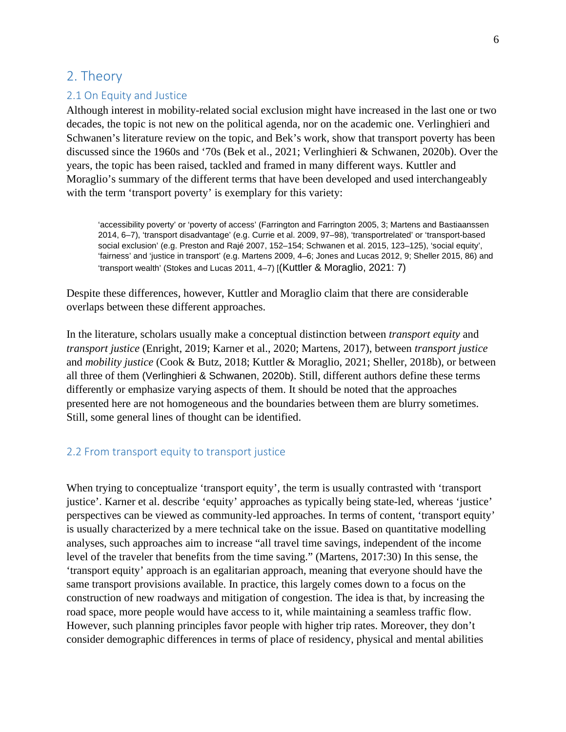## 2. Theory

### 2.1 On Equity and Justice

Although interest in mobility-related social exclusion might have increased in the last one or two decades, the topic is not new on the political agenda, nor on the academic one. Verlinghieri and Schwanen's literature review on the topic, and Bek's work, show that transport poverty has been discussed since the 1960s and '70s (Bek et al., 2021; Verlinghieri & Schwanen, 2020b). Over the years, the topic has been raised, tackled and framed in many different ways. Kuttler and Moraglio's summary of the different terms that have been developed and used interchangeably with the term 'transport poverty' is exemplary for this variety:

> 'accessibility poverty' or 'poverty of access' (Farrington and Farrington 2005, 3; Martens and Bastiaanssen 2014, 6–7), 'transport disadvantage' (e.g. Currie et al. 2009, 97–98), 'transportrelated' or 'transport-based social exclusion' (e.g. Preston and Rajé 2007, 152–154; Schwanen et al. 2015, 123–125), 'social equity', 'fairness' and 'justice in transport' (e.g. Martens 2009, 4–6; Jones and Lucas 2012, 9; Sheller 2015, 86) and 'transport wealth' (Stokes and Lucas 2011, 4–7) [(Kuttler & Moraglio, 2021: 7)

Despite these differences, however, Kuttler and Moraglio claim that there are considerable overlaps between these different approaches.

In the literature, scholars usually make a conceptual distinction between *transport equity* and *transport justice* (Enright, 2019; Karner et al., 2020; Martens, 2017), between *transport justice* and *mobility justice* (Cook & Butz, 2018; Kuttler & Moraglio, 2021; Sheller, 2018b), or between all three of them (Verlinghieri & Schwanen, 2020b). Still, different authors define these terms differently or emphasize varying aspects of them. It should be noted that the approaches presented here are not homogeneous and the boundaries between them are blurry sometimes. Still, some general lines of thought can be identified.

### 2.2 From transport equity to transport justice

When trying to conceptualize 'transport equity', the term is usually contrasted with 'transport justice'. Karner et al. describe 'equity' approaches as typically being state-led, whereas 'justice' perspectives can be viewed as community-led approaches. In terms of content, 'transport equity' is usually characterized by a mere technical take on the issue. Based on quantitative modelling analyses, such approaches aim to increase "all travel time savings, independent of the income level of the traveler that benefits from the time saving." (Martens, 2017:30) In this sense, the 'transport equity' approach is an egalitarian approach, meaning that everyone should have the same transport provisions available. In practice, this largely comes down to a focus on the construction of new roadways and mitigation of congestion. The idea is that, by increasing the road space, more people would have access to it, while maintaining a seamless traffic flow. However, such planning principles favor people with higher trip rates. Moreover, they don't consider demographic differences in terms of place of residency, physical and mental abilities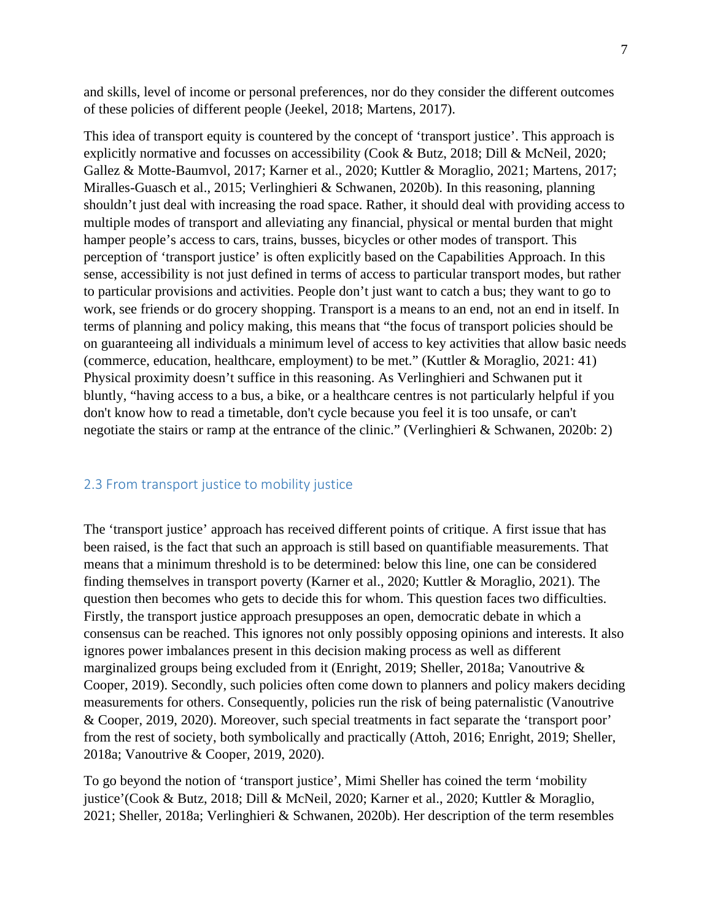and skills, level of income or personal preferences, nor do they consider the different outcomes of these policies of different people (Jeekel, 2018; Martens, 2017).

This idea of transport equity is countered by the concept of 'transport justice'. This approach is explicitly normative and focusses on accessibility (Cook & Butz, 2018; Dill & McNeil, 2020; Gallez & Motte-Baumvol, 2017; Karner et al., 2020; Kuttler & Moraglio, 2021; Martens, 2017; Miralles-Guasch et al., 2015; Verlinghieri & Schwanen, 2020b). In this reasoning, planning shouldn't just deal with increasing the road space. Rather, it should deal with providing access to multiple modes of transport and alleviating any financial, physical or mental burden that might hamper people's access to cars, trains, busses, bicycles or other modes of transport. This perception of 'transport justice' is often explicitly based on the Capabilities Approach. In this sense, accessibility is not just defined in terms of access to particular transport modes, but rather to particular provisions and activities. People don't just want to catch a bus; they want to go to work, see friends or do grocery shopping. Transport is a means to an end, not an end in itself. In terms of planning and policy making, this means that "the focus of transport policies should be on guaranteeing all individuals a minimum level of access to key activities that allow basic needs (commerce, education, healthcare, employment) to be met." (Kuttler & Moraglio, 2021: 41) Physical proximity doesn't suffice in this reasoning. As Verlinghieri and Schwanen put it bluntly, "having access to a bus, a bike, or a healthcare centres is not particularly helpful if you don't know how to read a timetable, don't cycle because you feel it is too unsafe, or can't negotiate the stairs or ramp at the entrance of the clinic." (Verlinghieri & Schwanen, 2020b: 2)

## 2.3 From transport justice to mobility justice

The 'transport justice' approach has received different points of critique. A first issue that has been raised, is the fact that such an approach is still based on quantifiable measurements. That means that a minimum threshold is to be determined: below this line, one can be considered finding themselves in transport poverty (Karner et al., 2020; Kuttler & Moraglio, 2021). The question then becomes who gets to decide this for whom. This question faces two difficulties. Firstly, the transport justice approach presupposes an open, democratic debate in which a consensus can be reached. This ignores not only possibly opposing opinions and interests. It also ignores power imbalances present in this decision making process as well as different marginalized groups being excluded from it (Enright, 2019; Sheller, 2018a; Vanoutrive & Cooper, 2019). Secondly, such policies often come down to planners and policy makers deciding measurements for others. Consequently, policies run the risk of being paternalistic (Vanoutrive & Cooper, 2019, 2020). Moreover, such special treatments in fact separate the 'transport poor' from the rest of society, both symbolically and practically (Attoh, 2016; Enright, 2019; Sheller, 2018a; Vanoutrive & Cooper, 2019, 2020).

To go beyond the notion of 'transport justice', Mimi Sheller has coined the term 'mobility justice'(Cook & Butz, 2018; Dill & McNeil, 2020; Karner et al., 2020; Kuttler & Moraglio, 2021; Sheller, 2018a; Verlinghieri & Schwanen, 2020b). Her description of the term resembles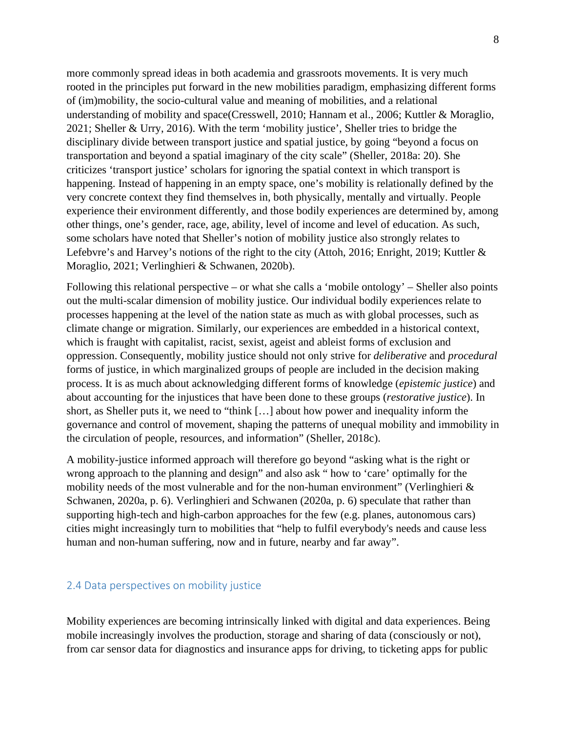more commonly spread ideas in both academia and grassroots movements. It is very much rooted in the principles put forward in the new mobilities paradigm, emphasizing different forms of (im)mobility, the socio-cultural value and meaning of mobilities, and a relational understanding of mobility and space(Cresswell, 2010; Hannam et al., 2006; Kuttler & Moraglio, 2021; Sheller & Urry, 2016). With the term 'mobility justice', Sheller tries to bridge the disciplinary divide between transport justice and spatial justice, by going "beyond a focus on transportation and beyond a spatial imaginary of the city scale" (Sheller, 2018a: 20). She criticizes 'transport justice' scholars for ignoring the spatial context in which transport is happening. Instead of happening in an empty space, one's mobility is relationally defined by the very concrete context they find themselves in, both physically, mentally and virtually. People experience their environment differently, and those bodily experiences are determined by, among other things, one's gender, race, age, ability, level of income and level of education. As such, some scholars have noted that Sheller's notion of mobility justice also strongly relates to Lefebvre's and Harvey's notions of the right to the city (Attoh, 2016; Enright, 2019; Kuttler & Moraglio, 2021; Verlinghieri & Schwanen, 2020b).

Following this relational perspective – or what she calls a 'mobile ontology' – Sheller also points out the multi-scalar dimension of mobility justice. Our individual bodily experiences relate to processes happening at the level of the nation state as much as with global processes, such as climate change or migration. Similarly, our experiences are embedded in a historical context, which is fraught with capitalist, racist, sexist, ageist and ableist forms of exclusion and oppression. Consequently, mobility justice should not only strive for *deliberative* and *procedural* forms of justice, in which marginalized groups of people are included in the decision making process. It is as much about acknowledging different forms of knowledge (*epistemic justice*) and about accounting for the injustices that have been done to these groups (*restorative justice*). In short, as Sheller puts it, we need to "think […] about how power and inequality inform the governance and control of movement, shaping the patterns of unequal mobility and immobility in the circulation of people, resources, and information" (Sheller, 2018c).

A mobility-justice informed approach will therefore go beyond "asking what is the right or wrong approach to the planning and design" and also ask " how to 'care' optimally for the mobility needs of the most vulnerable and for the non-human environment" (Verlinghieri & Schwanen, 2020a, p. 6). Verlinghieri and Schwanen (2020a, p. 6) speculate that rather than supporting high-tech and high-carbon approaches for the few (e.g. planes, autonomous cars) cities might increasingly turn to mobilities that "help to fulfil everybody's needs and cause less human and non-human suffering, now and in future, nearby and far away".

## 2.4 Data perspectives on mobility justice

Mobility experiences are becoming intrinsically linked with digital and data experiences. Being mobile increasingly involves the production, storage and sharing of data (consciously or not), from car sensor data for diagnostics and insurance apps for driving, to ticketing apps for public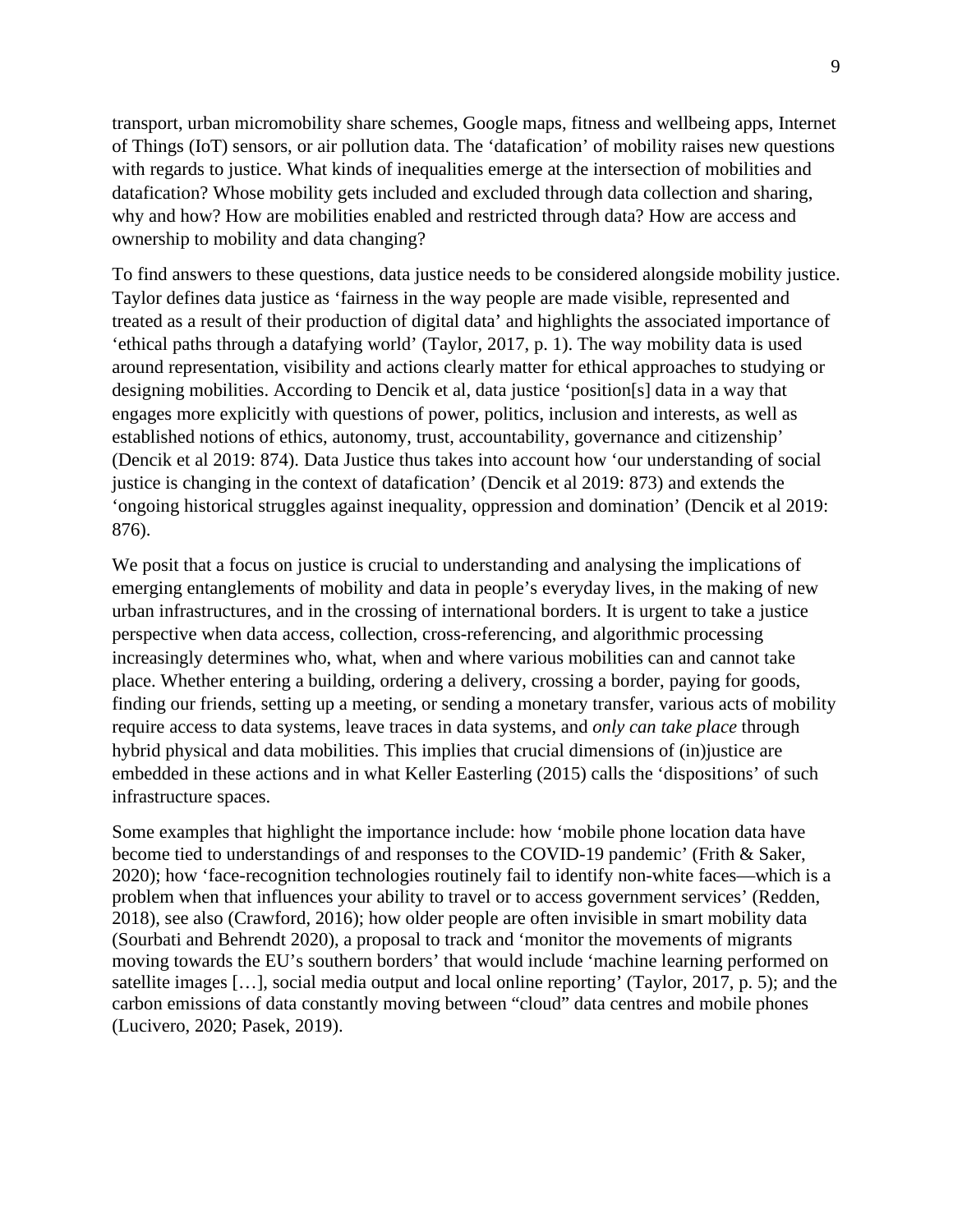transport, urban micromobility share schemes, Google maps, fitness and wellbeing apps, Internet of Things (IoT) sensors, or air pollution data. The 'datafication' of mobility raises new questions with regards to justice. What kinds of inequalities emerge at the intersection of mobilities and datafication? Whose mobility gets included and excluded through data collection and sharing, why and how? How are mobilities enabled and restricted through data? How are access and ownership to mobility and data changing?

To find answers to these questions, data justice needs to be considered alongside mobility justice. Taylor defines data justice as 'fairness in the way people are made visible, represented and treated as a result of their production of digital data' and highlights the associated importance of 'ethical paths through a datafying world' (Taylor, 2017, p. 1). The way mobility data is used around representation, visibility and actions clearly matter for ethical approaches to studying or designing mobilities. According to Dencik et al, data justice 'position[s] data in a way that engages more explicitly with questions of power, politics, inclusion and interests, as well as established notions of ethics, autonomy, trust, accountability, governance and citizenship' (Dencik et al 2019: 874). Data Justice thus takes into account how 'our understanding of social justice is changing in the context of datafication' (Dencik et al 2019: 873) and extends the 'ongoing historical struggles against inequality, oppression and domination' (Dencik et al 2019: 876).

We posit that a focus on justice is crucial to understanding and analysing the implications of emerging entanglements of mobility and data in people's everyday lives, in the making of new urban infrastructures, and in the crossing of international borders. It is urgent to take a justice perspective when data access, collection, cross-referencing, and algorithmic processing increasingly determines who, what, when and where various mobilities can and cannot take place. Whether entering a building, ordering a delivery, crossing a border, paying for goods, finding our friends, setting up a meeting, or sending a monetary transfer, various acts of mobility require access to data systems, leave traces in data systems, and *only can take place* through hybrid physical and data mobilities. This implies that crucial dimensions of (in)justice are embedded in these actions and in what Keller Easterling (2015) calls the 'dispositions' of such infrastructure spaces.

Some examples that highlight the importance include: how 'mobile phone location data have become tied to understandings of and responses to the COVID-19 pandemic' (Frith & Saker, 2020); how 'face-recognition technologies routinely fail to identify non-white faces—which is a problem when that influences your ability to travel or to access government services' (Redden, 2018), see also (Crawford, 2016); how older people are often invisible in smart mobility data (Sourbati and Behrendt 2020), a proposal to track and 'monitor the movements of migrants moving towards the EU's southern borders' that would include 'machine learning performed on satellite images […], social media output and local online reporting' (Taylor, 2017, p. 5); and the carbon emissions of data constantly moving between "cloud" data centres and mobile phones (Lucivero, 2020; Pasek, 2019).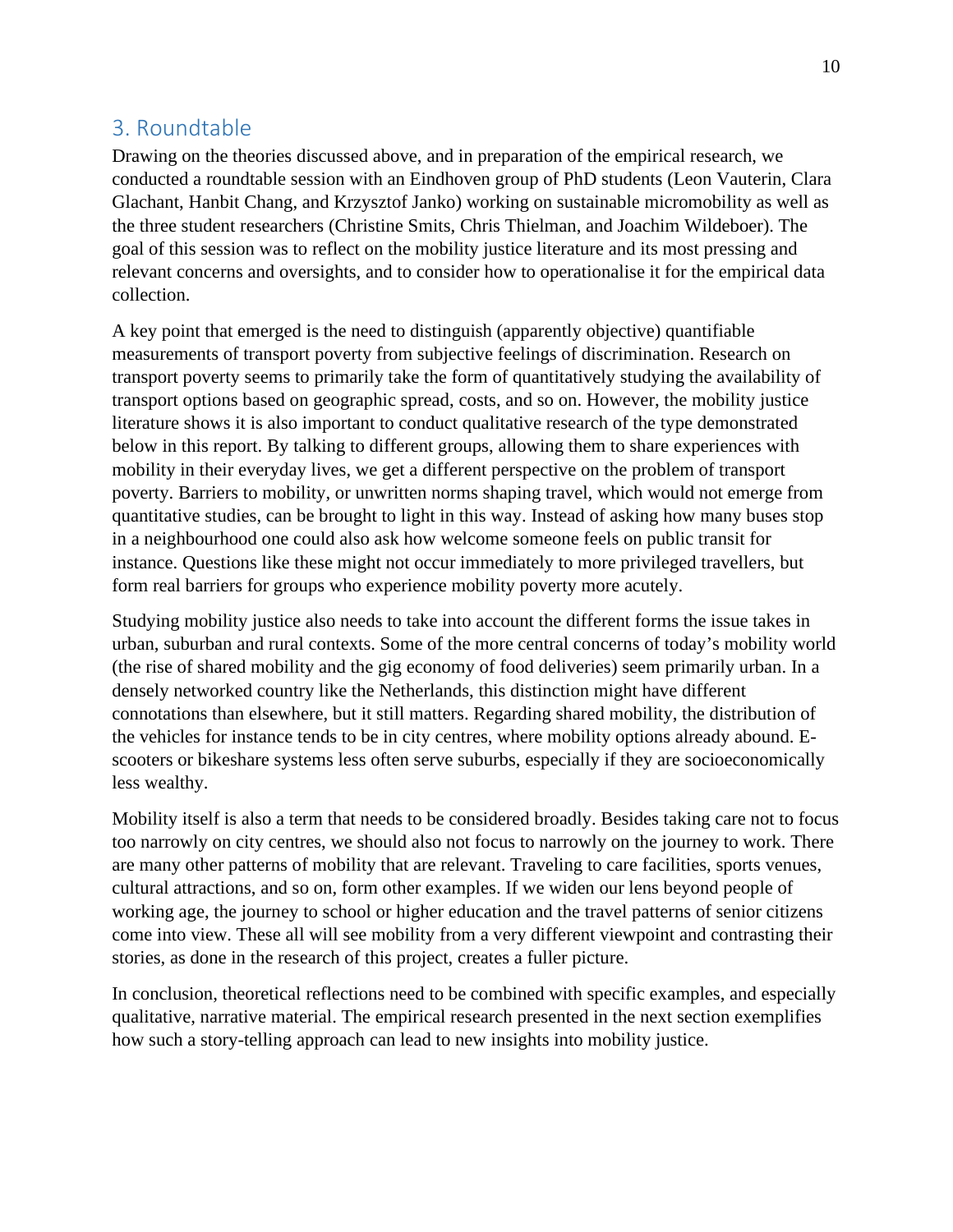## 3. Roundtable

Drawing on the theories discussed above, and in preparation of the empirical research, we conducted a roundtable session with an Eindhoven group of PhD students (Leon Vauterin, Clara Glachant, Hanbit Chang, and Krzysztof Janko) working on sustainable micromobility as well as the three student researchers (Christine Smits, Chris Thielman, and Joachim Wildeboer). The goal of this session was to reflect on the mobility justice literature and its most pressing and relevant concerns and oversights, and to consider how to operationalise it for the empirical data collection.

A key point that emerged is the need to distinguish (apparently objective) quantifiable measurements of transport poverty from subjective feelings of discrimination. Research on transport poverty seems to primarily take the form of quantitatively studying the availability of transport options based on geographic spread, costs, and so on. However, the mobility justice literature shows it is also important to conduct qualitative research of the type demonstrated below in this report. By talking to different groups, allowing them to share experiences with mobility in their everyday lives, we get a different perspective on the problem of transport poverty. Barriers to mobility, or unwritten norms shaping travel, which would not emerge from quantitative studies, can be brought to light in this way. Instead of asking how many buses stop in a neighbourhood one could also ask how welcome someone feels on public transit for instance. Questions like these might not occur immediately to more privileged travellers, but form real barriers for groups who experience mobility poverty more acutely.

Studying mobility justice also needs to take into account the different forms the issue takes in urban, suburban and rural contexts. Some of the more central concerns of today's mobility world (the rise of shared mobility and the gig economy of food deliveries) seem primarily urban. In a densely networked country like the Netherlands, this distinction might have different connotations than elsewhere, but it still matters. Regarding shared mobility, the distribution of the vehicles for instance tends to be in city centres, where mobility options already abound. E-scooters or bikeshare systems less often serve suburbs, especially if they are socioeconomically less wealthy.

Mobility itself is also a term that needs to be considered broadly. Besides taking care not to focus too narrowly on city centres, we should also not focus to narrowly on the journey to work. There are many other patterns of mobility that are relevant. Traveling to care facilities, sports venues, cultural attractions, and so on, form other examples. If we widen our lens beyond people of working age, the journey to school or higher education and the travel patterns of senior citizens come into view. These all will see mobility from a very different viewpoint and contrasting their stories, as done in the research of this project, creates a fuller picture.

In conclusion, theoretical reflections need to be combined with specific examples, and especially qualitative, narrative material. The empirical research presented in the next section exemplifies how such a story-telling approach can lead to new insights into mobility justice.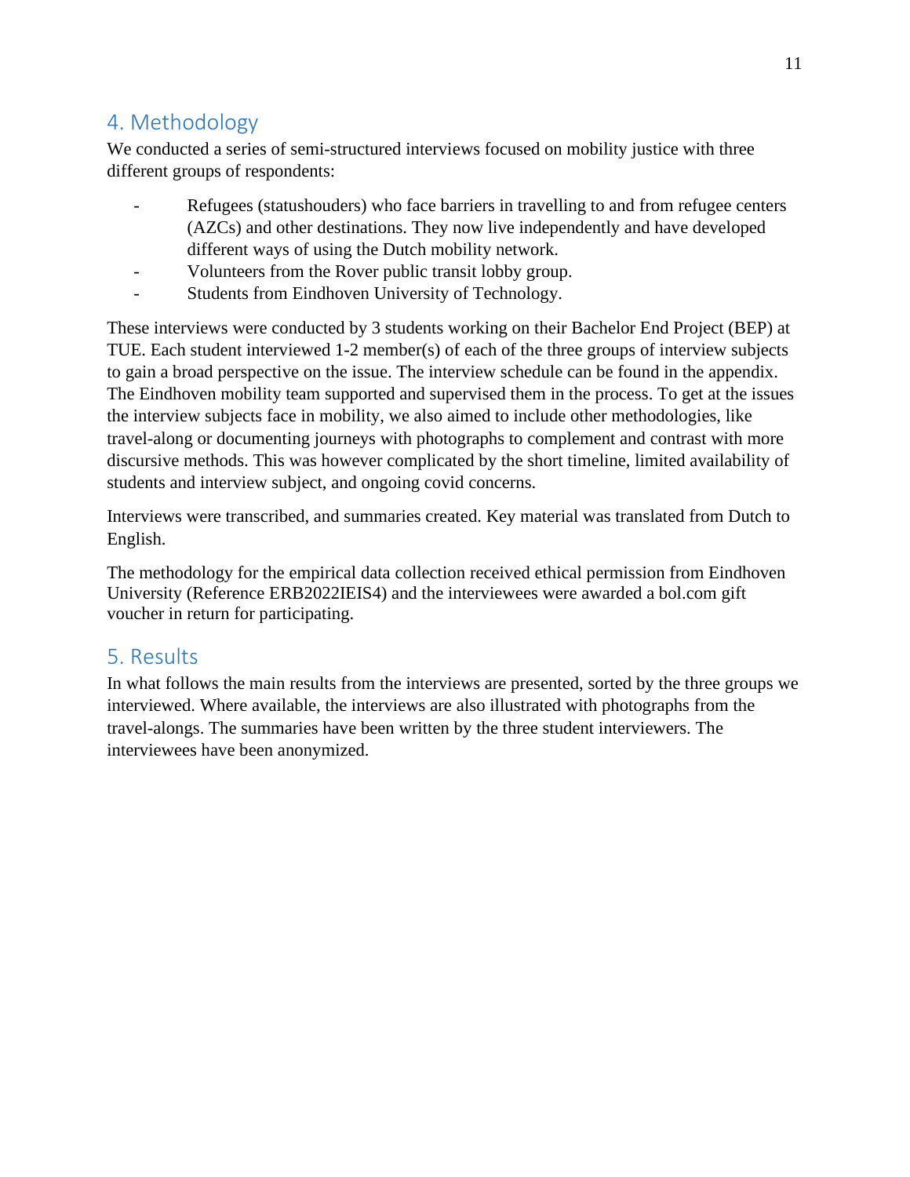## 4. Methodology

We conducted a series of semi-structured interviews focused on mobility justice with three different groups of respondents:

- Refugees (statushouders) who face barriers in travelling to and from refugee centers (AZCs) and other destinations. They now live independently and have developed different ways of using the Dutch mobility network.
- Volunteers from the Rover public transit lobby group.
- Students from Eindhoven University of Technology.

These interviews were conducted by 3 students working on their Bachelor End Project (BEP) at TUE. Each student interviewed 1-2 member(s) of each of the three groups of interview subjects to gain a broad perspective on the issue. The interview schedule can be found in the appendix. The Eindhoven mobility team supported and supervised them in the process. To get at the issues the interview subjects face in mobility, we also aimed to include other methodologies, like travel-along or documenting journeys with photographs to complement and contrast with more discursive methods. This was however complicated by the short timeline, limited availability of students and interview subject, and ongoing covid concerns.

Interviews were transcribed, and summaries created. Key material was translated from Dutch to English.

The methodology for the empirical data collection received ethical permission from Eindhoven University (Reference ERB2022IEIS4) and the interviewees were awarded a bol.com gift voucher in return for participating.

## 5. Results

In what follows the main results from the interviews are presented, sorted by the three groups we interviewed. Where available, the interviews are also illustrated with photographs from the travel-alongs. The summaries have been written by the three student interviewers. The interviewees have been anonymized.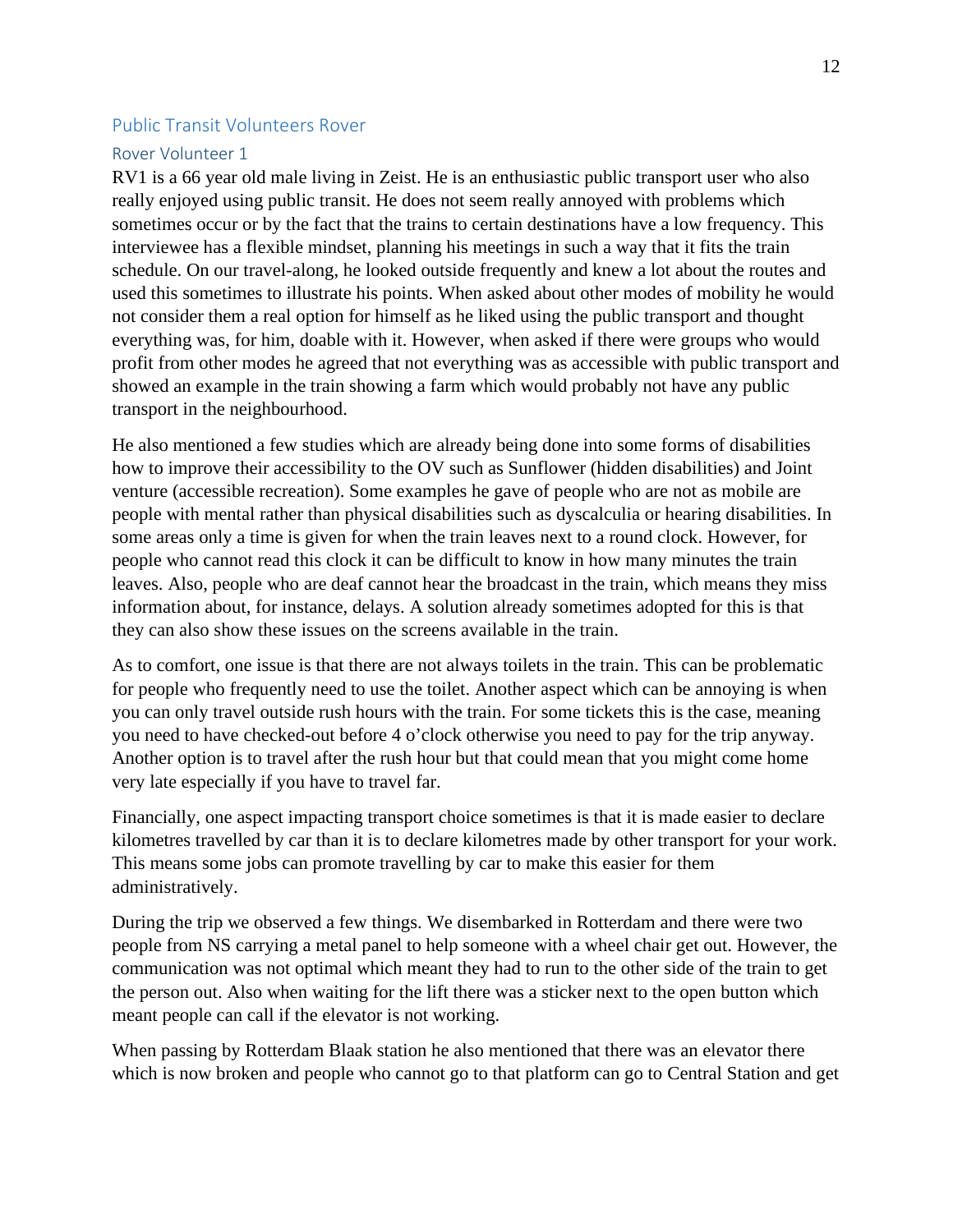## Public Transit Volunteers Rover

### Rover Volunteer 1

RV1 is a 66 year old male living in Zeist. He is an enthusiastic public transport user who also really enjoyed using public transit. He does not seem really annoyed with problems which sometimes occur or by the fact that the trains to certain destinations have a low frequency. This interviewee has a flexible mindset, planning his meetings in such a way that it fits the train schedule. On our travel-along, he looked outside frequently and knew a lot about the routes and used this sometimes to illustrate his points. When asked about other modes of mobility he would not consider them a real option for himself as he liked using the public transport and thought everything was, for him, doable with it. However, when asked if there were groups who would profit from other modes he agreed that not everything was as accessible with public transport and showed an example in the train showing a farm which would probably not have any public transport in the neighbourhood.

He also mentioned a few studies which are already being done into some forms of disabilities how to improve their accessibility to the OV such as Sunflower (hidden disabilities) and Joint venture (accessible recreation). Some examples he gave of people who are not as mobile are people with mental rather than physical disabilities such as dyscalculia or hearing disabilities. In some areas only a time is given for when the train leaves next to a round clock. However, for people who cannot read this clock it can be difficult to know in how many minutes the train leaves. Also, people who are deaf cannot hear the broadcast in the train, which means they miss information about, for instance, delays. A solution already sometimes adopted for this is that they can also show these issues on the screens available in the train.

As to comfort, one issue is that there are not always toilets in the train. This can be problematic for people who frequently need to use the toilet. Another aspect which can be annoying is when you can only travel outside rush hours with the train. For some tickets this is the case, meaning you need to have checked-out before 4 o'clock otherwise you need to pay for the trip anyway. Another option is to travel after the rush hour but that could mean that you might come home very late especially if you have to travel far.

Financially, one aspect impacting transport choice sometimes is that it is made easier to declare kilometres travelled by car than it is to declare kilometres made by other transport for your work. This means some jobs can promote travelling by car to make this easier for them administratively.

During the trip we observed a few things. We disembarked in Rotterdam and there were two people from NS carrying a metal panel to help someone with a wheel chair get out. However, the communication was not optimal which meant they had to run to the other side of the train to get the person out. Also when waiting for the lift there was a sticker next to the open button which meant people can call if the elevator is not working.

When passing by Rotterdam Blaak station he also mentioned that there was an elevator there which is now broken and people who cannot go to that platform can go to Central Station and get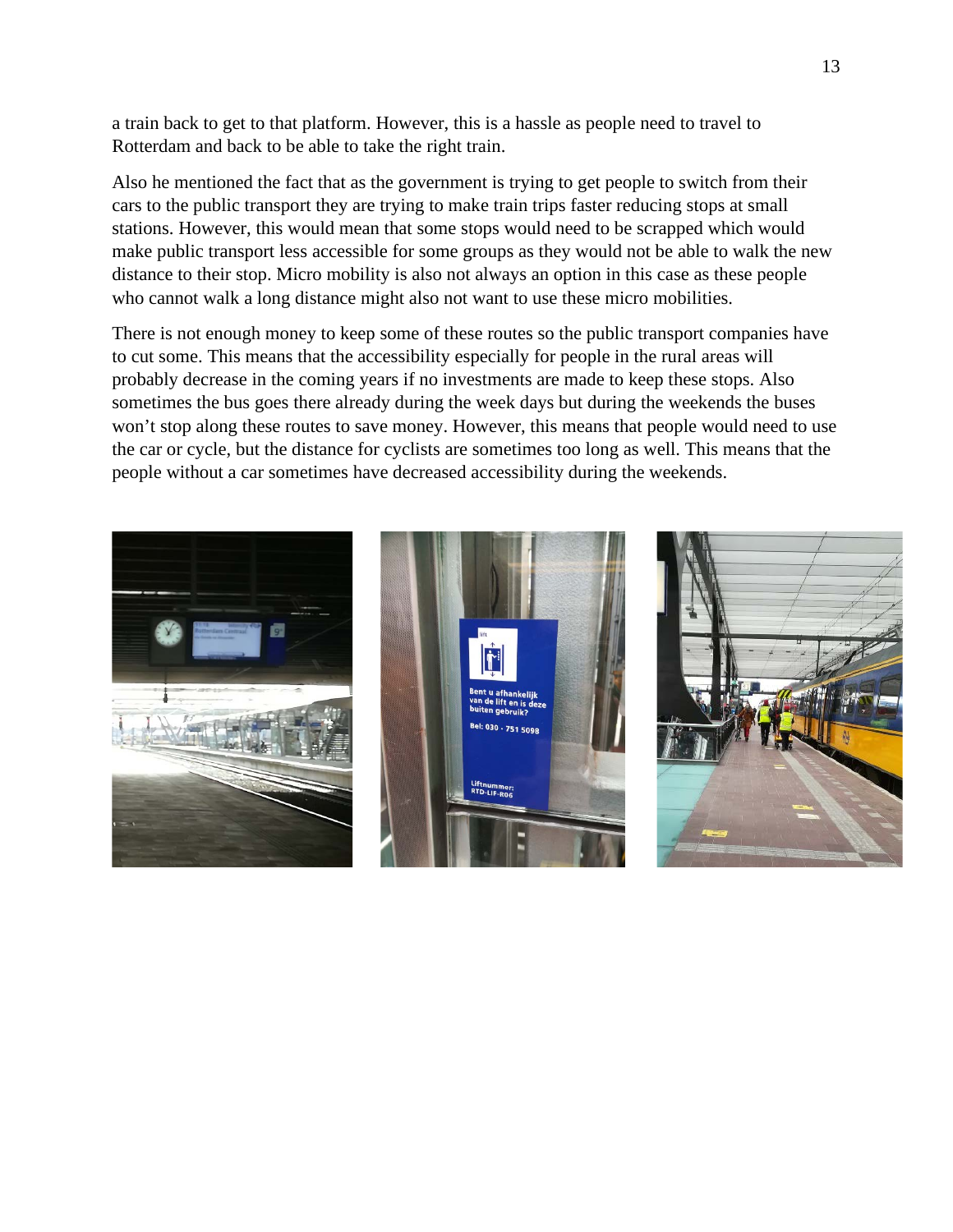a train back to get to that platform. However, this is a hassle as people need to travel to Rotterdam and back to be able to take the right train.

Also he mentioned the fact that as the government is trying to get people to switch from their cars to the public transport they are trying to make train trips faster reducing stops at small stations. However, this would mean that some stops would need to be scrapped which would make public transport less accessible for some groups as they would not be able to walk the new distance to their stop. Micro mobility is also not always an option in this case as these people who cannot walk a long distance might also not want to use these micro mobilities.

There is not enough money to keep some of these routes so the public transport companies have to cut some. This means that the accessibility especially for people in the rural areas will probably decrease in the coming years if no investments are made to keep these stops. Also sometimes the bus goes there already during the week days but during the weekends the buses won't stop along these routes to save money. However, this means that people would need to use the car or cycle, but the distance for cyclists are sometimes too long as well. This means that the people without a car sometimes have decreased accessibility during the weekends.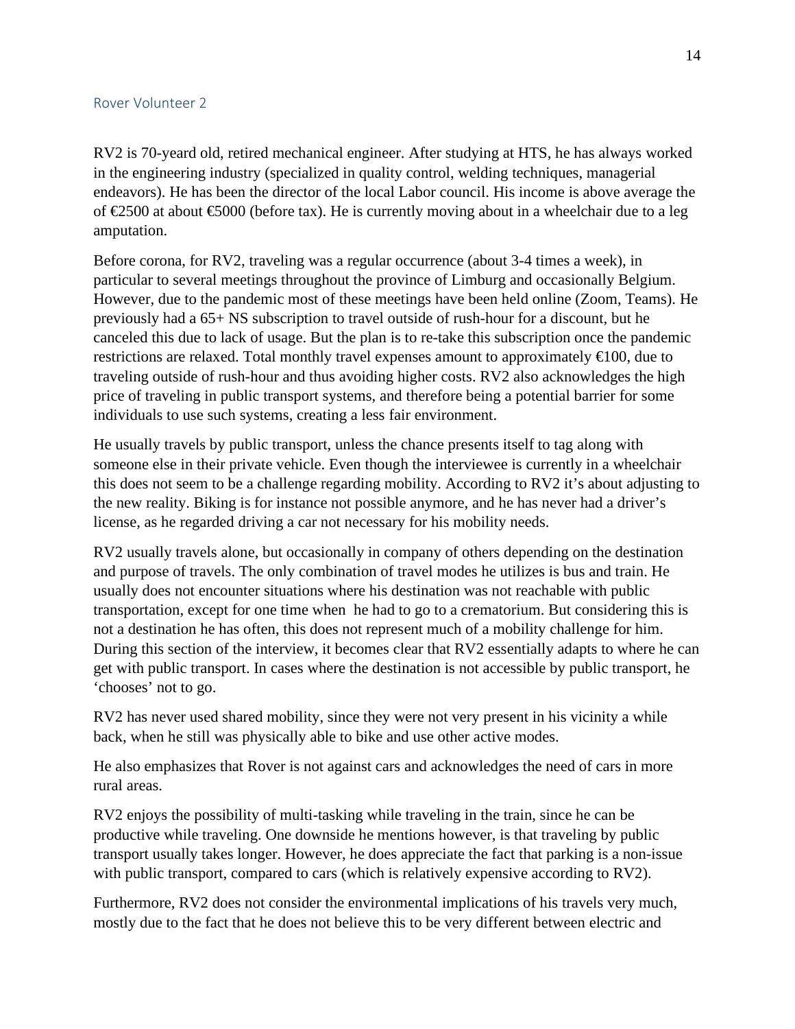### Rover Volunteer 2

RV2 is 70-yeard old, retired mechanical engineer. After studying at HTS, he has always worked in the engineering industry (specialized in quality control, welding techniques, managerial endeavors). He has been the director of the local Labor council. His income is above average the of €2500 at about €5000 (before tax). He is currently moving about in a wheelchair due to a leg amputation.

Before corona, for RV2, traveling was a regular occurrence (about 3-4 times a week), in particular to several meetings throughout the province of Limburg and occasionally Belgium. However, due to the pandemic most of these meetings have been held online (Zoom, Teams). He previously had a 65+ NS subscription to travel outside of rush-hour for a discount, but he canceled this due to lack of usage. But the plan is to re-take this subscription once the pandemic restrictions are relaxed. Total monthly travel expenses amount to approximately €100, due to traveling outside of rush-hour and thus avoiding higher costs. RV2 also acknowledges the high price of traveling in public transport systems, and therefore being a potential barrier for some individuals to use such systems, creating a less fair environment.

He usually travels by public transport, unless the chance presents itself to tag along with someone else in their private vehicle. Even though the interviewee is currently in a wheelchair this does not seem to be a challenge regarding mobility. According to RV2 it's about adjusting to the new reality. Biking is for instance not possible anymore, and he has never had a driver's license, as he regarded driving a car not necessary for his mobility needs.

RV2 usually travels alone, but occasionally in company of others depending on the destination and purpose of travels. The only combination of travel modes he utilizes is bus and train. He usually does not encounter situations where his destination was not reachable with public transportation, except for one time when he had to go to a crematorium. But considering this is not a destination he has often, this does not represent much of a mobility challenge for him. During this section of the interview, it becomes clear that RV2 essentially adapts to where he can get with public transport. In cases where the destination is not accessible by public transport, he 'chooses' not to go.

RV2 has never used shared mobility, since they were not very present in his vicinity a while back, when he still was physically able to bike and use other active modes.

He also emphasizes that Rover is not against cars and acknowledges the need of cars in more rural areas.

RV2 enjoys the possibility of multi-tasking while traveling in the train, since he can be productive while traveling. One downside he mentions however, is that traveling by public transport usually takes longer. However, he does appreciate the fact that parking is a non-issue with public transport, compared to cars (which is relatively expensive according to RV2).

Furthermore, RV2 does not consider the environmental implications of his travels very much, mostly due to the fact that he does not believe this to be very different between electric and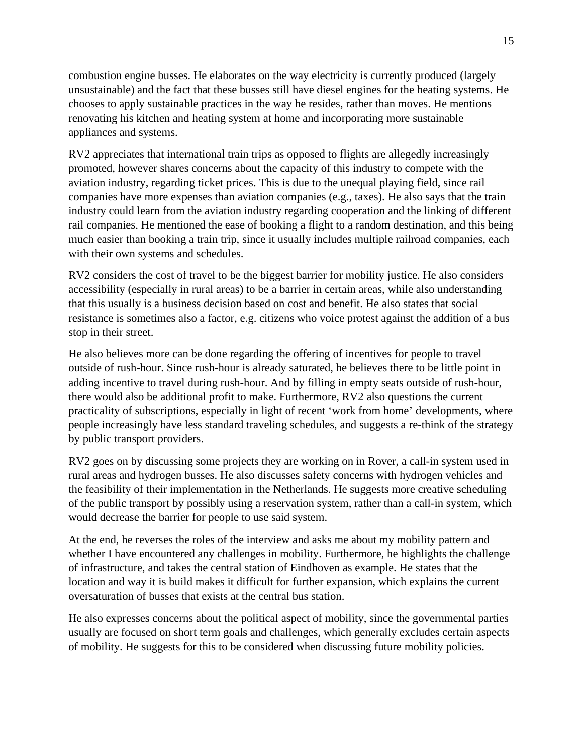combustion engine busses. He elaborates on the way electricity is currently produced (largely unsustainable) and the fact that these busses still have diesel engines for the heating systems. He chooses to apply sustainable practices in the way he resides, rather than moves. He mentions renovating his kitchen and heating system at home and incorporating more sustainable appliances and systems.

RV2 appreciates that international train trips as opposed to flights are allegedly increasingly promoted, however shares concerns about the capacity of this industry to compete with the aviation industry, regarding ticket prices. This is due to the unequal playing field, since rail companies have more expenses than aviation companies (e.g., taxes). He also says that the train industry could learn from the aviation industry regarding cooperation and the linking of different rail companies. He mentioned the ease of booking a flight to a random destination, and this being much easier than booking a train trip, since it usually includes multiple railroad companies, each with their own systems and schedules.

RV2 considers the cost of travel to be the biggest barrier for mobility justice. He also considers accessibility (especially in rural areas) to be a barrier in certain areas, while also understanding that this usually is a business decision based on cost and benefit. He also states that social resistance is sometimes also a factor, e.g. citizens who voice protest against the addition of a bus stop in their street.

He also believes more can be done regarding the offering of incentives for people to travel outside of rush-hour. Since rush-hour is already saturated, he believes there to be little point in adding incentive to travel during rush-hour. And by filling in empty seats outside of rush-hour, there would also be additional profit to make. Furthermore, RV2 also questions the current practicality of subscriptions, especially in light of recent 'work from home' developments, where people increasingly have less standard traveling schedules, and suggests a re-think of the strategy by public transport providers.

RV2 goes on by discussing some projects they are working on in Rover, a call-in system used in rural areas and hydrogen busses. He also discusses safety concerns with hydrogen vehicles and the feasibility of their implementation in the Netherlands. He suggests more creative scheduling of the public transport by possibly using a reservation system, rather than a call-in system, which would decrease the barrier for people to use said system.

At the end, he reverses the roles of the interview and asks me about my mobility pattern and whether I have encountered any challenges in mobility. Furthermore, he highlights the challenge of infrastructure, and takes the central station of Eindhoven as example. He states that the location and way it is build makes it difficult for further expansion, which explains the current oversaturation of busses that exists at the central bus station.

He also expresses concerns about the political aspect of mobility, since the governmental parties usually are focused on short term goals and challenges, which generally excludes certain aspects of mobility. He suggests for this to be considered when discussing future mobility policies.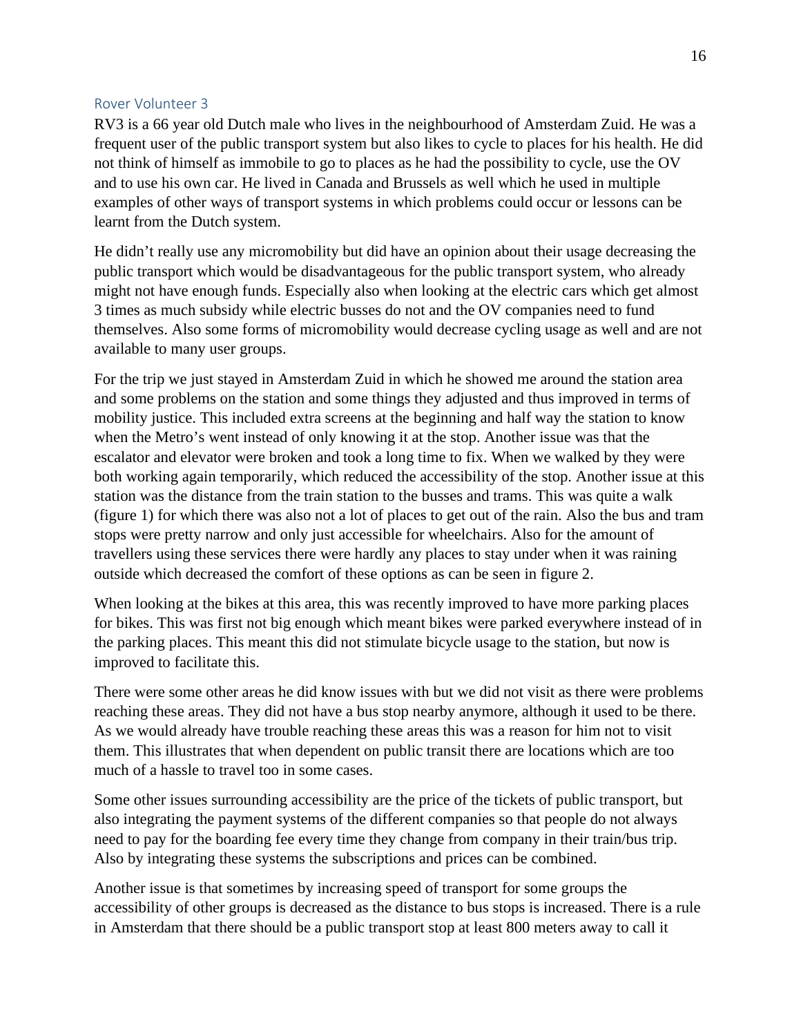### Rover Volunteer 3

RV3 is a 66 year old Dutch male who lives in the neighbourhood of Amsterdam Zuid. He was a frequent user of the public transport system but also likes to cycle to places for his health. He did not think of himself as immobile to go to places as he had the possibility to cycle, use the OV and to use his own car. He lived in Canada and Brussels as well which he used in multiple examples of other ways of transport systems in which problems could occur or lessons can be learnt from the Dutch system.

He didn't really use any micromobility but did have an opinion about their usage decreasing the public transport which would be disadvantageous for the public transport system, who already might not have enough funds. Especially also when looking at the electric cars which get almost 3 times as much subsidy while electric busses do not and the OV companies need to fund themselves. Also some forms of micromobility would decrease cycling usage as well and are not available to many user groups.

For the trip we just stayed in Amsterdam Zuid in which he showed me around the station area and some problems on the station and some things they adjusted and thus improved in terms of mobility justice. This included extra screens at the beginning and half way the station to know when the Metro's went instead of only knowing it at the stop. Another issue was that the escalator and elevator were broken and took a long time to fix. When we walked by they were both working again temporarily, which reduced the accessibility of the stop. Another issue at this station was the distance from the train station to the busses and trams. This was quite a walk (figure 1) for which there was also not a lot of places to get out of the rain. Also the bus and tram stops were pretty narrow and only just accessible for wheelchairs. Also for the amount of travellers using these services there were hardly any places to stay under when it was raining outside which decreased the comfort of these options as can be seen in figure 2.

When looking at the bikes at this area, this was recently improved to have more parking places for bikes. This was first not big enough which meant bikes were parked everywhere instead of in the parking places. This meant this did not stimulate bicycle usage to the station, but now is improved to facilitate this.

There were some other areas he did know issues with but we did not visit as there were problems reaching these areas. They did not have a bus stop nearby anymore, although it used to be there. As we would already have trouble reaching these areas this was a reason for him not to visit them. This illustrates that when dependent on public transit there are locations which are too much of a hassle to travel too in some cases.

Some other issues surrounding accessibility are the price of the tickets of public transport, but also integrating the payment systems of the different companies so that people do not always need to pay for the boarding fee every time they change from company in their train/bus trip. Also by integrating these systems the subscriptions and prices can be combined.

Another issue is that sometimes by increasing speed of transport for some groups the accessibility of other groups is decreased as the distance to bus stops is increased. There is a rule in Amsterdam that there should be a public transport stop at least 800 meters away to call it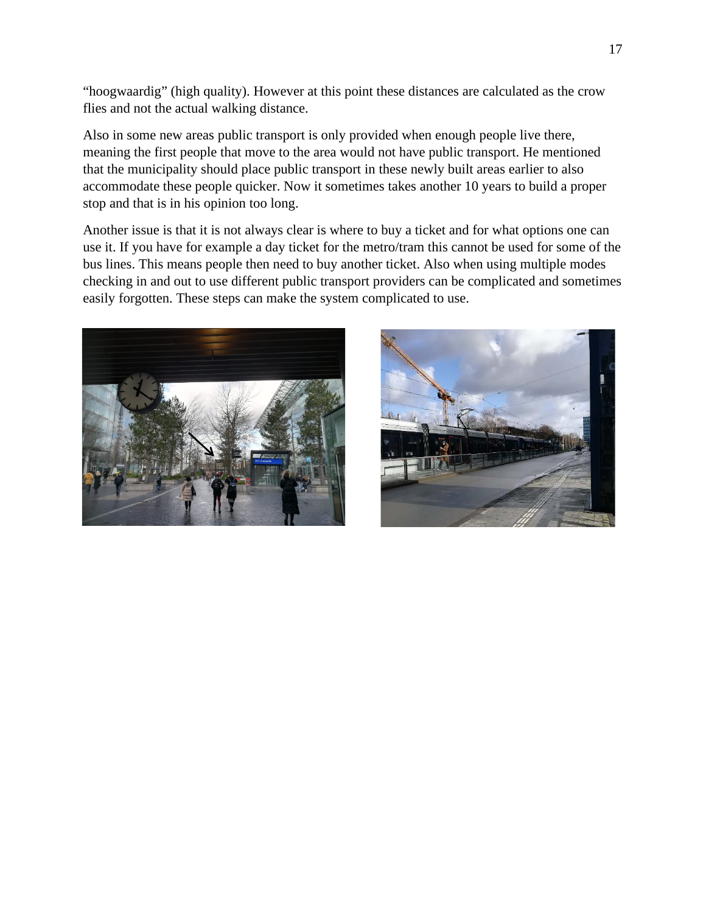“hoogwaardig” (high quality). However at this point these distances are calculated as the crow flies and not the actual walking distance.

Also in some new areas public transport is only provided when enough people live there, meaning the first people that move to the area would not have public transport. He mentioned that the municipality should place public transport in these newly built areas earlier to also accommodate these people quicker. Now it sometimes takes another 10 years to build a proper stop and that is in his opinion too long.

Another issue is that it is not always clear is where to buy a ticket and for what options one can use it. If you have for example a day ticket for the metro/tram this cannot be used for some of the bus lines. This means people then need to buy another ticket. Also when using multiple modes checking in and out to use different public transport providers can be complicated and sometimes easily forgotten. These steps can make the system complicated to use.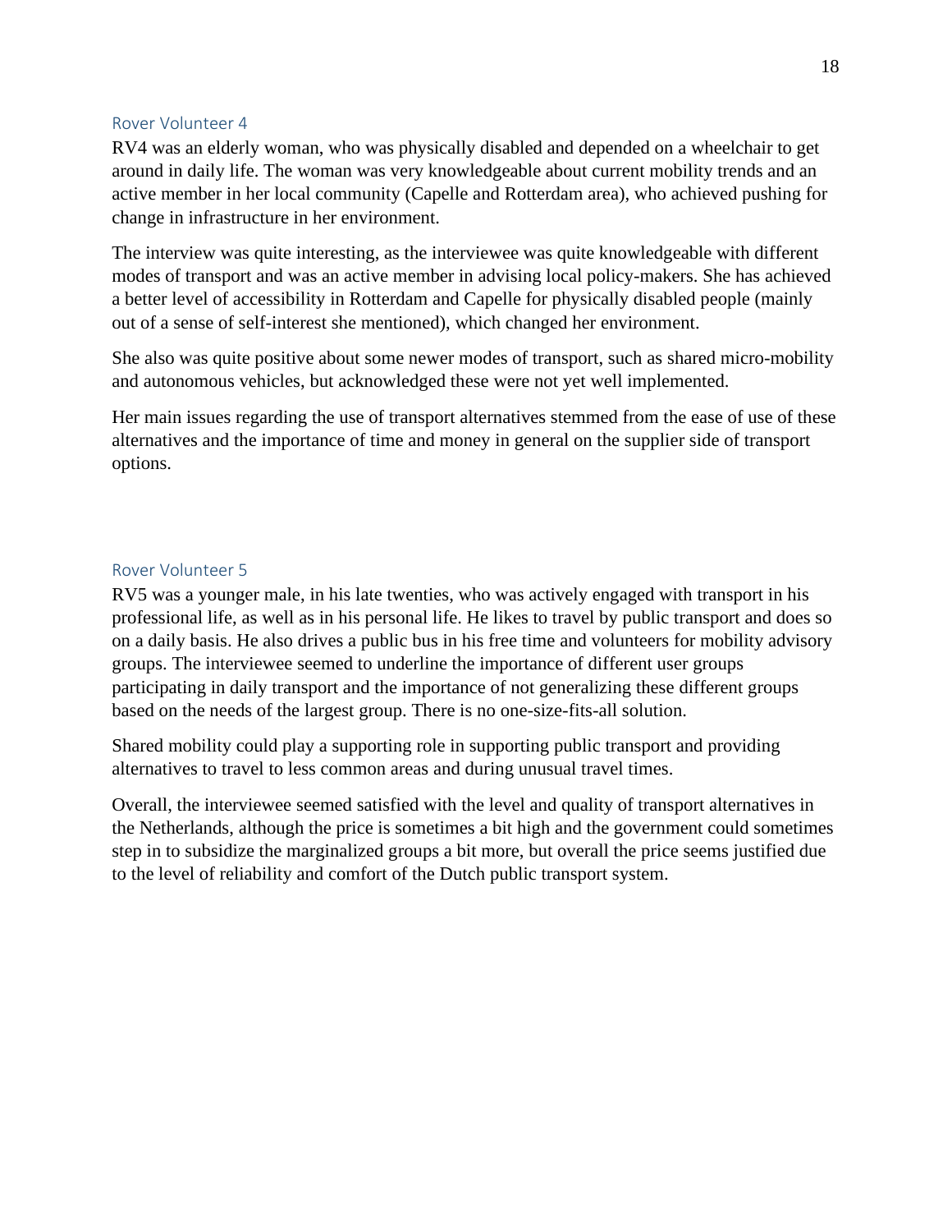### Rover Volunteer 4

RV4 was an elderly woman, who was physically disabled and depended on a wheelchair to get around in daily life. The woman was very knowledgeable about current mobility trends and an active member in her local community (Capelle and Rotterdam area), who achieved pushing for change in infrastructure in her environment.

The interview was quite interesting, as the interviewee was quite knowledgeable with different modes of transport and was an active member in advising local policy-makers. She has achieved a better level of accessibility in Rotterdam and Capelle for physically disabled people (mainly out of a sense of self-interest she mentioned), which changed her environment.

She also was quite positive about some newer modes of transport, such as shared micro-mobility and autonomous vehicles, but acknowledged these were not yet well implemented.

Her main issues regarding the use of transport alternatives stemmed from the ease of use of these alternatives and the importance of time and money in general on the supplier side of transport options.

### Rover Volunteer 5

RV5 was a younger male, in his late twenties, who was actively engaged with transport in his professional life, as well as in his personal life. He likes to travel by public transport and does so on a daily basis. He also drives a public bus in his free time and volunteers for mobility advisory groups. The interviewee seemed to underline the importance of different user groups participating in daily transport and the importance of not generalizing these different groups based on the needs of the largest group. There is no one-size-fits-all solution.

Shared mobility could play a supporting role in supporting public transport and providing alternatives to travel to less common areas and during unusual travel times.

Overall, the interviewee seemed satisfied with the level and quality of transport alternatives in the Netherlands, although the price is sometimes a bit high and the government could sometimes step in to subsidize the marginalized groups a bit more, but overall the price seems justified due to the level of reliability and comfort of the Dutch public transport system.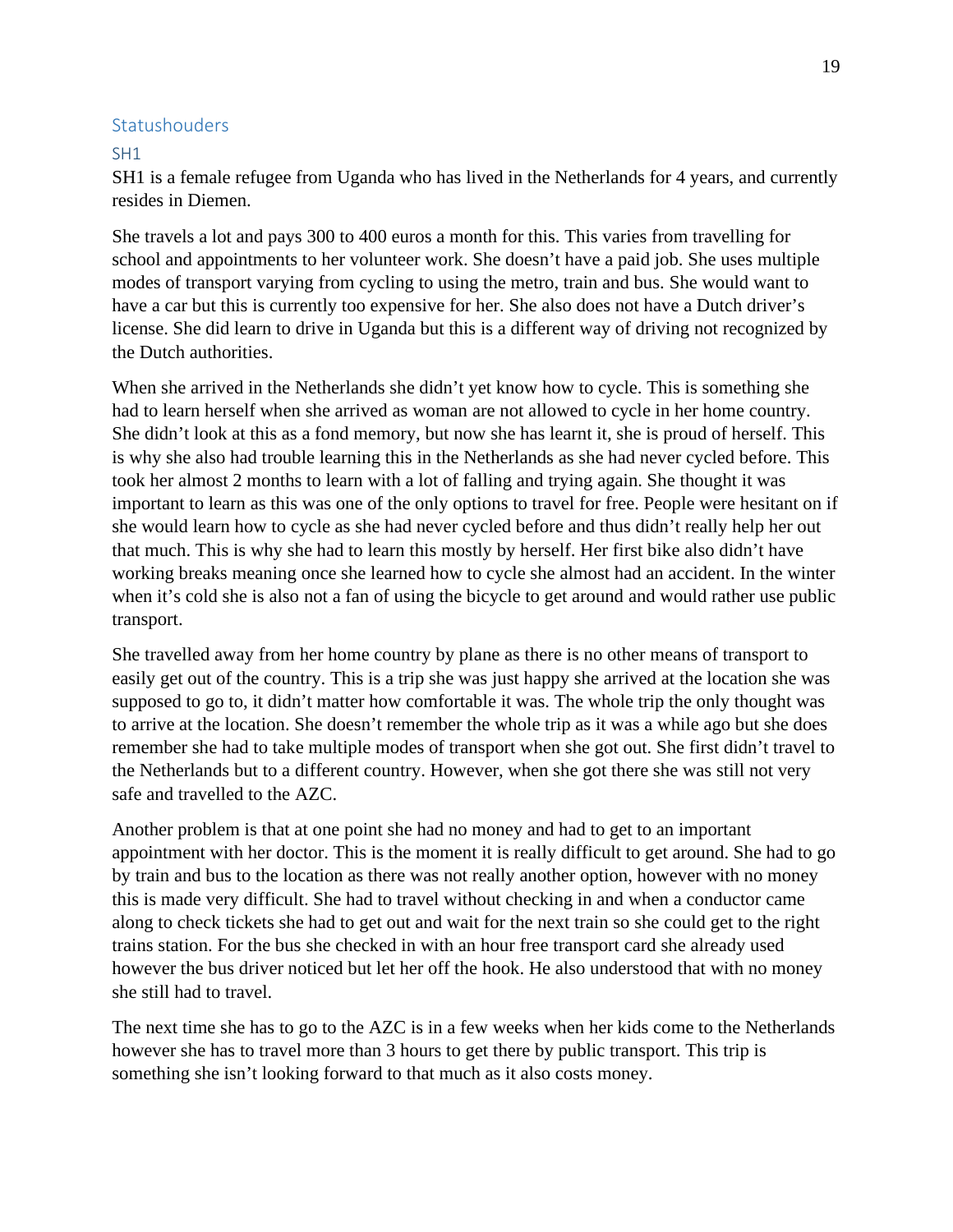## Statushouders

### SH1

SH1 is a female refugee from Uganda who has lived in the Netherlands for 4 years, and currently resides in Diemen.

She travels a lot and pays 300 to 400 euros a month for this. This varies from travelling for school and appointments to her volunteer work. She doesn't have a paid job. She uses multiple modes of transport varying from cycling to using the metro, train and bus. She would want to have a car but this is currently too expensive for her. She also does not have a Dutch driver's license. She did learn to drive in Uganda but this is a different way of driving not recognized by the Dutch authorities.

When she arrived in the Netherlands she didn't yet know how to cycle. This is something she had to learn herself when she arrived as woman are not allowed to cycle in her home country. She didn't look at this as a fond memory, but now she has learnt it, she is proud of herself. This is why she also had trouble learning this in the Netherlands as she had never cycled before. This took her almost 2 months to learn with a lot of falling and trying again. She thought it was important to learn as this was one of the only options to travel for free. People were hesitant on if she would learn how to cycle as she had never cycled before and thus didn't really help her out that much. This is why she had to learn this mostly by herself. Her first bike also didn't have working breaks meaning once she learned how to cycle she almost had an accident. In the winter when it's cold she is also not a fan of using the bicycle to get around and would rather use public transport.

She travelled away from her home country by plane as there is no other means of transport to easily get out of the country. This is a trip she was just happy she arrived at the location she was supposed to go to, it didn't matter how comfortable it was. The whole trip the only thought was to arrive at the location. She doesn't remember the whole trip as it was a while ago but she does remember she had to take multiple modes of transport when she got out. She first didn't travel to the Netherlands but to a different country. However, when she got there she was still not very safe and travelled to the AZC.

Another problem is that at one point she had no money and had to get to an important appointment with her doctor. This is the moment it is really difficult to get around. She had to go by train and bus to the location as there was not really another option, however with no money this is made very difficult. She had to travel without checking in and when a conductor came along to check tickets she had to get out and wait for the next train so she could get to the right trains station. For the bus she checked in with an hour free transport card she already used however the bus driver noticed but let her off the hook. He also understood that with no money she still had to travel.

The next time she has to go to the AZC is in a few weeks when her kids come to the Netherlands however she has to travel more than 3 hours to get there by public transport. This trip is something she isn't looking forward to that much as it also costs money.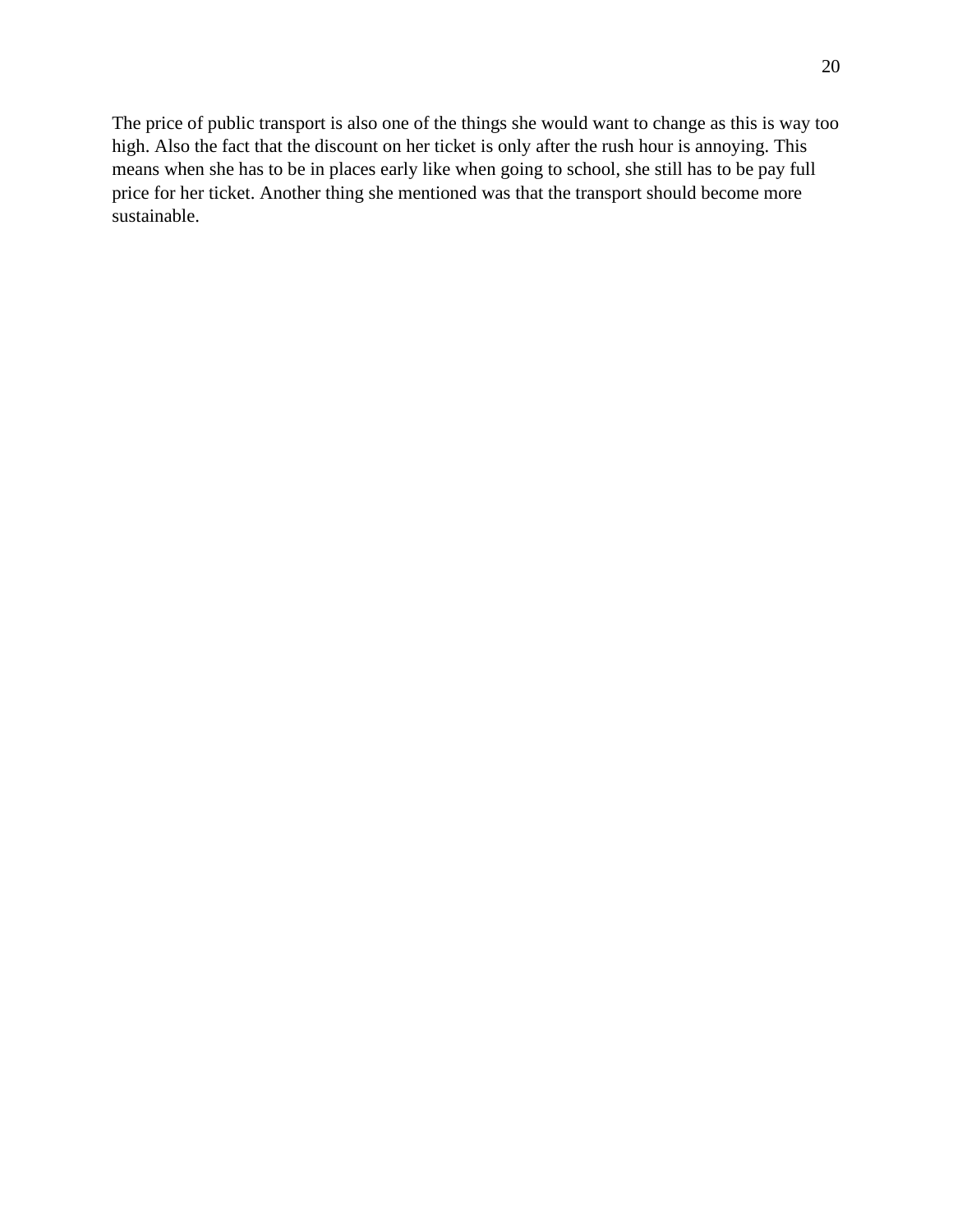The price of public transport is also one of the things she would want to change as this is way too high. Also the fact that the discount on her ticket is only after the rush hour is annoying. This means when she has to be in places early like when going to school, she still has to be pay full price for her ticket. Another thing she mentioned was that the transport should become more sustainable.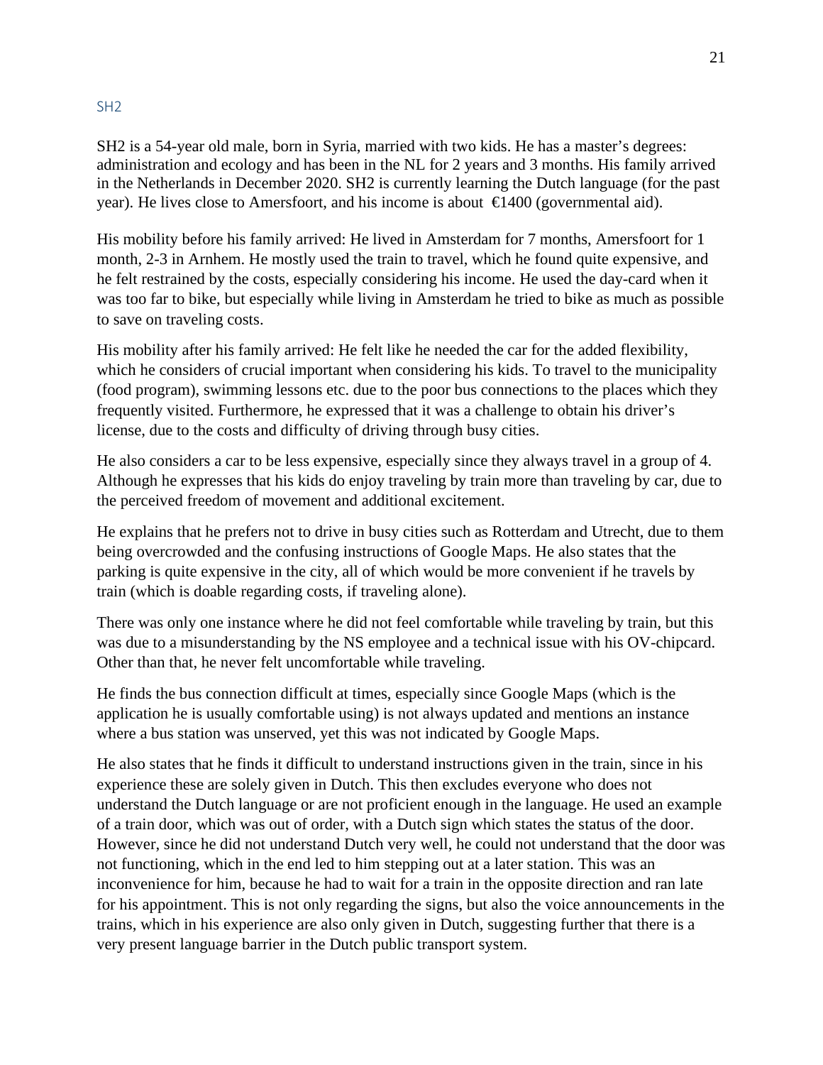### SH2

SH2 is a 54-year old male, born in Syria, married with two kids. He has a master's degrees: administration and ecology and has been in the NL for 2 years and 3 months. His family arrived in the Netherlands in December 2020. SH2 is currently learning the Dutch language (for the past year). He lives close to Amersfoort, and his income is about €1400 (governmental aid).

His mobility before his family arrived: He lived in Amsterdam for 7 months, Amersfoort for 1 month, 2-3 in Arnhem. He mostly used the train to travel, which he found quite expensive, and he felt restrained by the costs, especially considering his income. He used the day-card when it was too far to bike, but especially while living in Amsterdam he tried to bike as much as possible to save on traveling costs.

His mobility after his family arrived: He felt like he needed the car for the added flexibility, which he considers of crucial important when considering his kids. To travel to the municipality (food program), swimming lessons etc. due to the poor bus connections to the places which they frequently visited. Furthermore, he expressed that it was a challenge to obtain his driver's license, due to the costs and difficulty of driving through busy cities.

He also considers a car to be less expensive, especially since they always travel in a group of 4. Although he expresses that his kids do enjoy traveling by train more than traveling by car, due to the perceived freedom of movement and additional excitement.

He explains that he prefers not to drive in busy cities such as Rotterdam and Utrecht, due to them being overcrowded and the confusing instructions of Google Maps. He also states that the parking is quite expensive in the city, all of which would be more convenient if he travels by train (which is doable regarding costs, if traveling alone).

There was only one instance where he did not feel comfortable while traveling by train, but this was due to a misunderstanding by the NS employee and a technical issue with his OV-chipcard. Other than that, he never felt uncomfortable while traveling.

He finds the bus connection difficult at times, especially since Google Maps (which is the application he is usually comfortable using) is not always updated and mentions an instance where a bus station was unserved, yet this was not indicated by Google Maps.

He also states that he finds it difficult to understand instructions given in the train, since in his experience these are solely given in Dutch. This then excludes everyone who does not understand the Dutch language or are not proficient enough in the language. He used an example of a train door, which was out of order, with a Dutch sign which states the status of the door. However, since he did not understand Dutch very well, he could not understand that the door was not functioning, which in the end led to him stepping out at a later station. This was an inconvenience for him, because he had to wait for a train in the opposite direction and ran late for his appointment. This is not only regarding the signs, but also the voice announcements in the trains, which in his experience are also only given in Dutch, suggesting further that there is a very present language barrier in the Dutch public transport system.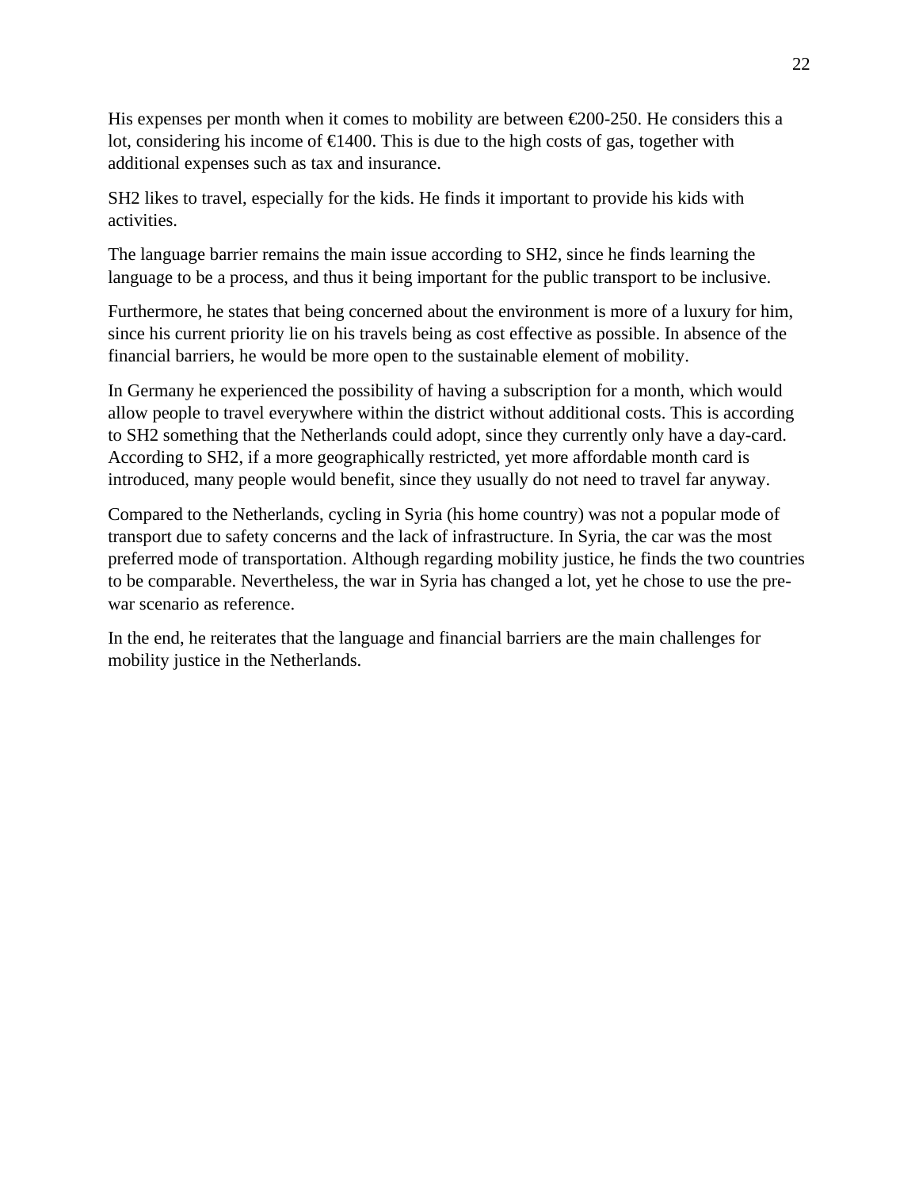His expenses per month when it comes to mobility are between €200-250. He considers this a lot, considering his income of €1400. This is due to the high costs of gas, together with additional expenses such as tax and insurance.

SH2 likes to travel, especially for the kids. He finds it important to provide his kids with activities.

The language barrier remains the main issue according to SH2, since he finds learning the language to be a process, and thus it being important for the public transport to be inclusive.

Furthermore, he states that being concerned about the environment is more of a luxury for him, since his current priority lie on his travels being as cost effective as possible. In absence of the financial barriers, he would be more open to the sustainable element of mobility.

In Germany he experienced the possibility of having a subscription for a month, which would allow people to travel everywhere within the district without additional costs. This is according to SH2 something that the Netherlands could adopt, since they currently only have a day-card. According to SH2, if a more geographically restricted, yet more affordable month card is introduced, many people would benefit, since they usually do not need to travel far anyway.

Compared to the Netherlands, cycling in Syria (his home country) was not a popular mode of transport due to safety concerns and the lack of infrastructure. In Syria, the car was the most preferred mode of transportation. Although regarding mobility justice, he finds the two countries to be comparable. Nevertheless, the war in Syria has changed a lot, yet he chose to use the pre-war scenario as reference.

In the end, he reiterates that the language and financial barriers are the main challenges for mobility justice in the Netherlands.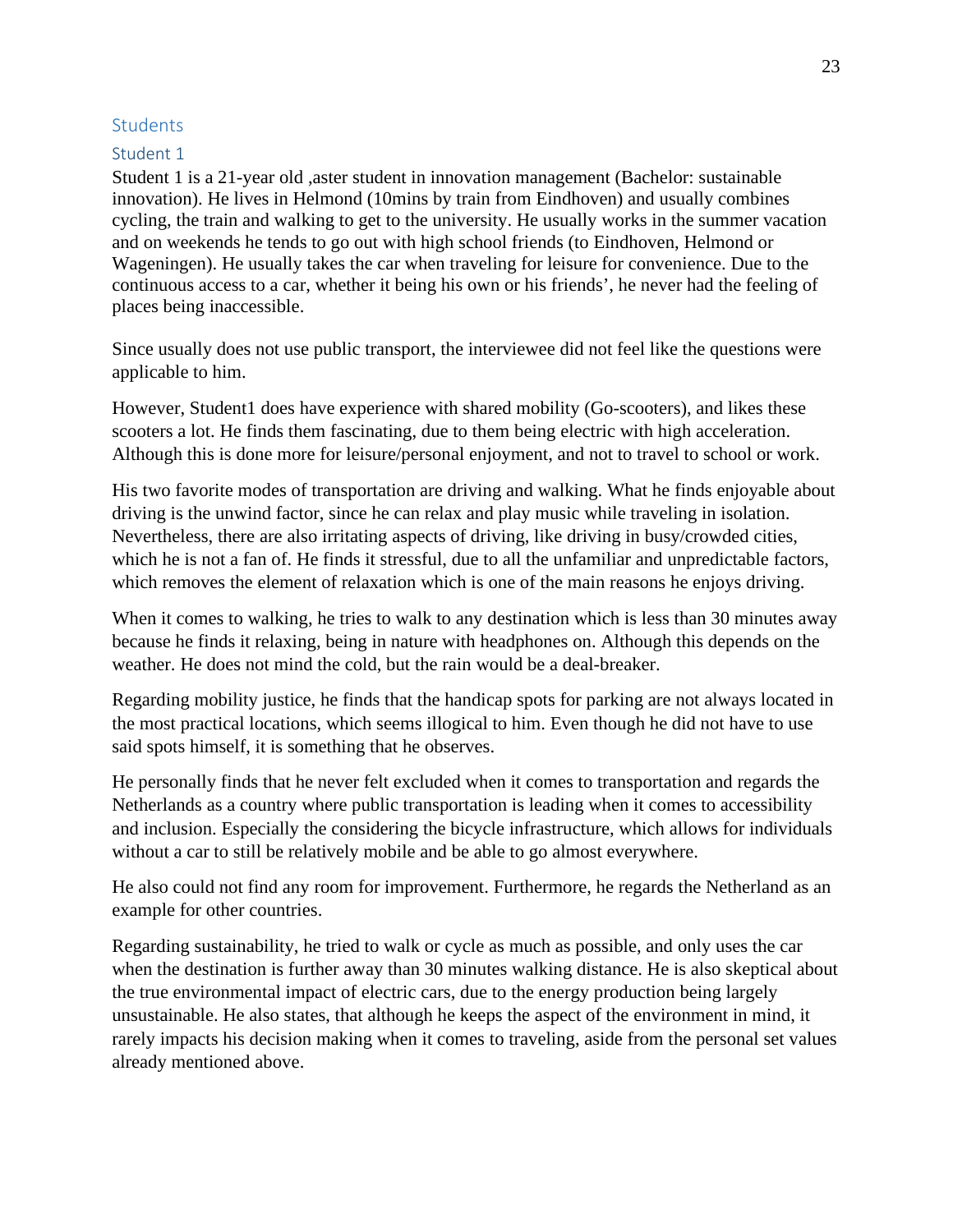## Students

### Student 1

Student 1 is a 21-year old ,aster student in innovation management (Bachelor: sustainable innovation). He lives in Helmond (10mins by train from Eindhoven) and usually combines cycling, the train and walking to get to the university. He usually works in the summer vacation and on weekends he tends to go out with high school friends (to Eindhoven, Helmond or Wageningen). He usually takes the car when traveling for leisure for convenience. Due to the continuous access to a car, whether it being his own or his friends', he never had the feeling of places being inaccessible.

Since usually does not use public transport, the interviewee did not feel like the questions were applicable to him.

However, Student1 does have experience with shared mobility (Go-scooters), and likes these scooters a lot. He finds them fascinating, due to them being electric with high acceleration. Although this is done more for leisure/personal enjoyment, and not to travel to school or work.

His two favorite modes of transportation are driving and walking. What he finds enjoyable about driving is the unwind factor, since he can relax and play music while traveling in isolation. Nevertheless, there are also irritating aspects of driving, like driving in busy/crowded cities, which he is not a fan of. He finds it stressful, due to all the unfamiliar and unpredictable factors, which removes the element of relaxation which is one of the main reasons he enjoys driving.

When it comes to walking, he tries to walk to any destination which is less than 30 minutes away because he finds it relaxing, being in nature with headphones on. Although this depends on the weather. He does not mind the cold, but the rain would be a deal-breaker.

Regarding mobility justice, he finds that the handicap spots for parking are not always located in the most practical locations, which seems illogical to him. Even though he did not have to use said spots himself, it is something that he observes.

He personally finds that he never felt excluded when it comes to transportation and regards the Netherlands as a country where public transportation is leading when it comes to accessibility and inclusion. Especially the considering the bicycle infrastructure, which allows for individuals without a car to still be relatively mobile and be able to go almost everywhere.

He also could not find any room for improvement. Furthermore, he regards the Netherland as an example for other countries.

Regarding sustainability, he tried to walk or cycle as much as possible, and only uses the car when the destination is further away than 30 minutes walking distance. He is also skeptical about the true environmental impact of electric cars, due to the energy production being largely unsustainable. He also states, that although he keeps the aspect of the environment in mind, it rarely impacts his decision making when it comes to traveling, aside from the personal set values already mentioned above.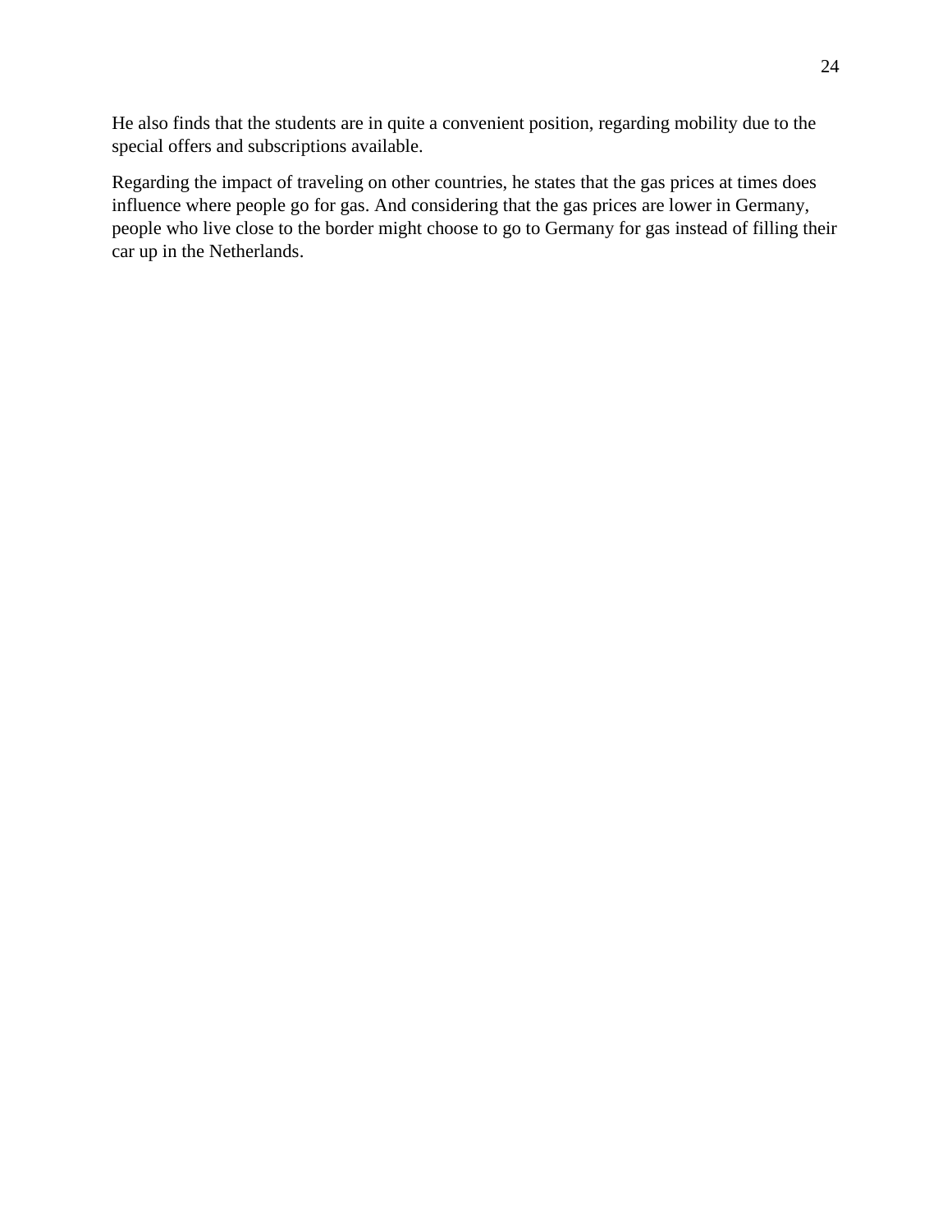He also finds that the students are in quite a convenient position, regarding mobility due to the special offers and subscriptions available.

Regarding the impact of traveling on other countries, he states that the gas prices at times does influence where people go for gas. And considering that the gas prices are lower in Germany, people who live close to the border might choose to go to Germany for gas instead of filling their car up in the Netherlands.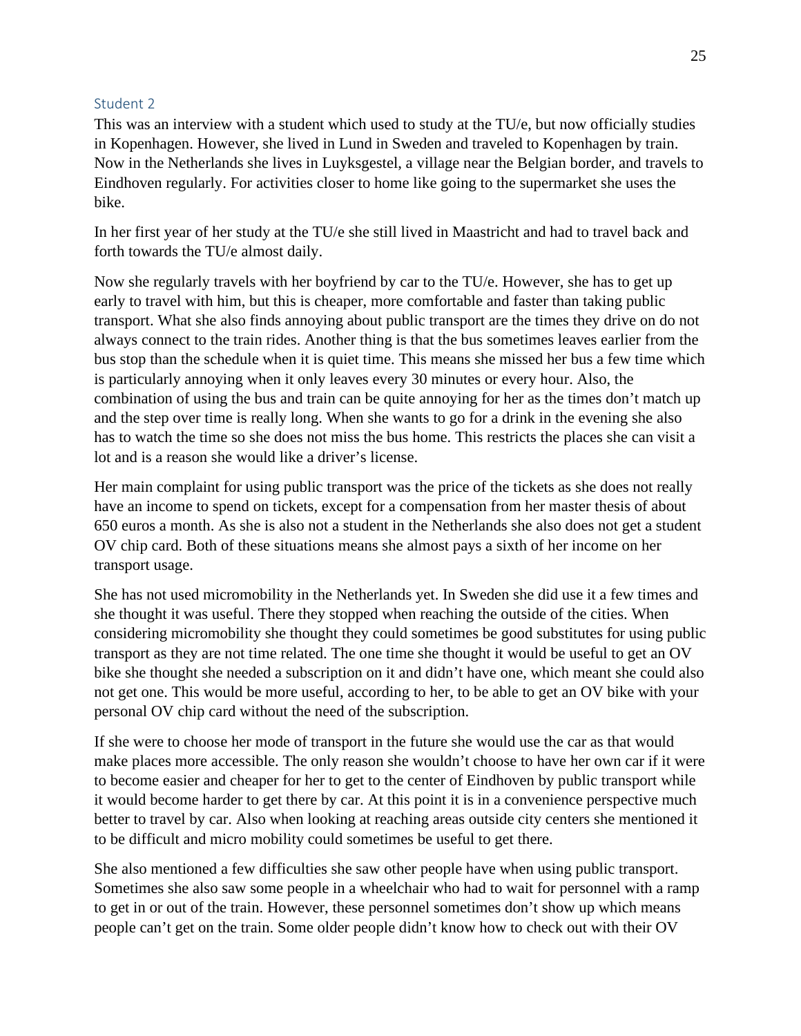### Student 2

This was an interview with a student which used to study at the TU/e, but now officially studies in Kopenhagen. However, she lived in Lund in Sweden and traveled to Kopenhagen by train. Now in the Netherlands she lives in Luyksgestel, a village near the Belgian border, and travels to Eindhoven regularly. For activities closer to home like going to the supermarket she uses the bike.

In her first year of her study at the TU/e she still lived in Maastricht and had to travel back and forth towards the TU/e almost daily.

Now she regularly travels with her boyfriend by car to the TU/e. However, she has to get up early to travel with him, but this is cheaper, more comfortable and faster than taking public transport. What she also finds annoying about public transport are the times they drive on do not always connect to the train rides. Another thing is that the bus sometimes leaves earlier from the bus stop than the schedule when it is quiet time. This means she missed her bus a few time which is particularly annoying when it only leaves every 30 minutes or every hour. Also, the combination of using the bus and train can be quite annoying for her as the times don't match up and the step over time is really long. When she wants to go for a drink in the evening she also has to watch the time so she does not miss the bus home. This restricts the places she can visit a lot and is a reason she would like a driver's license.

Her main complaint for using public transport was the price of the tickets as she does not really have an income to spend on tickets, except for a compensation from her master thesis of about 650 euros a month. As she is also not a student in the Netherlands she also does not get a student OV chip card. Both of these situations means she almost pays a sixth of her income on her transport usage.

She has not used micromobility in the Netherlands yet. In Sweden she did use it a few times and she thought it was useful. There they stopped when reaching the outside of the cities. When considering micromobility she thought they could sometimes be good substitutes for using public transport as they are not time related. The one time she thought it would be useful to get an OV bike she thought she needed a subscription on it and didn't have one, which meant she could also not get one. This would be more useful, according to her, to be able to get an OV bike with your personal OV chip card without the need of the subscription.

If she were to choose her mode of transport in the future she would use the car as that would make places more accessible. The only reason she wouldn't choose to have her own car if it were to become easier and cheaper for her to get to the center of Eindhoven by public transport while it would become harder to get there by car. At this point it is in a convenience perspective much better to travel by car. Also when looking at reaching areas outside city centers she mentioned it to be difficult and micro mobility could sometimes be useful to get there.

She also mentioned a few difficulties she saw other people have when using public transport. Sometimes she also saw some people in a wheelchair who had to wait for personnel with a ramp to get in or out of the train. However, these personnel sometimes don't show up which means people can't get on the train. Some older people didn't know how to check out with their OV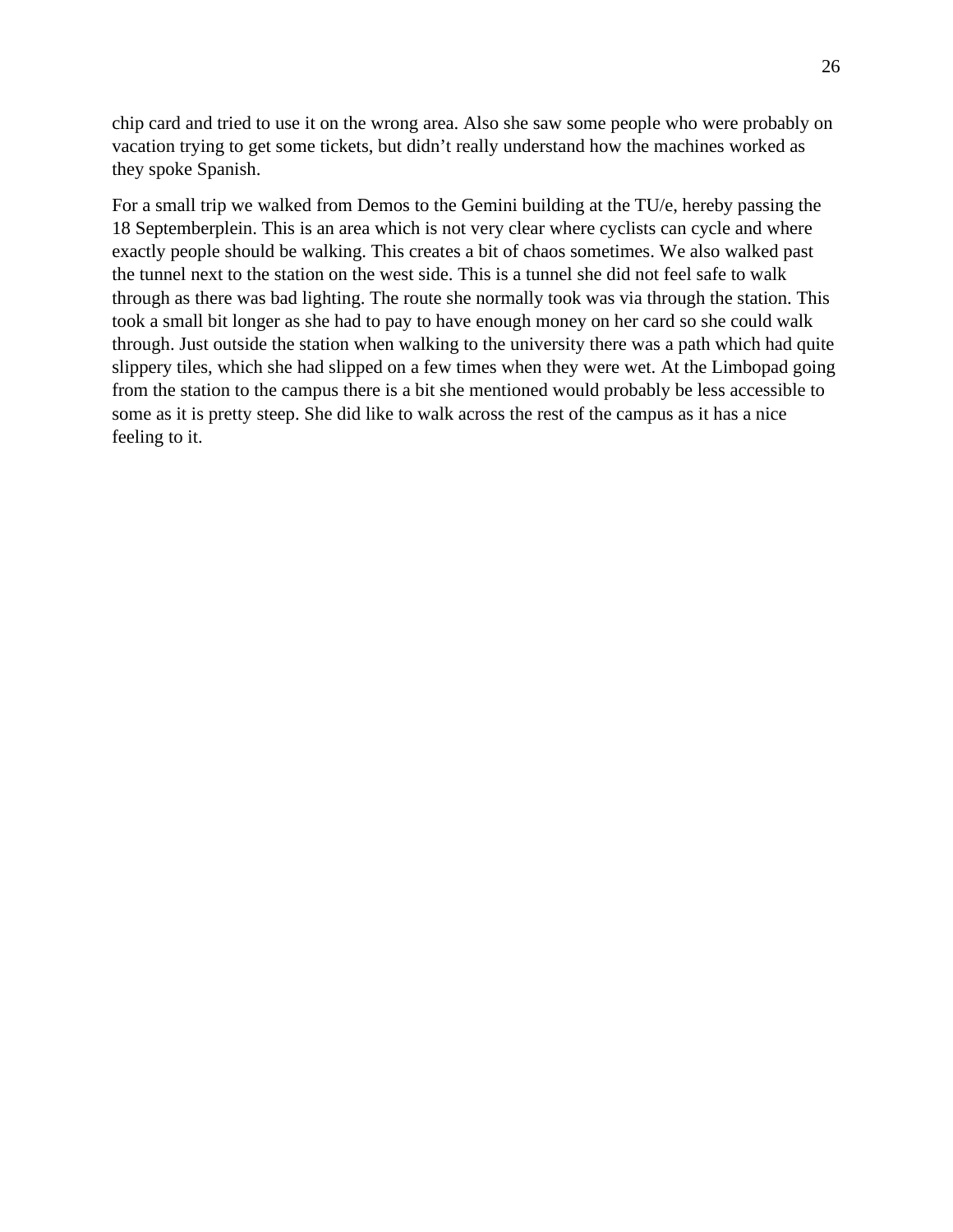chip card and tried to use it on the wrong area. Also she saw some people who were probably on vacation trying to get some tickets, but didn't really understand how the machines worked as they spoke Spanish.

For a small trip we walked from Demos to the Gemini building at the TU/e, hereby passing the 18 Septemberplein. This is an area which is not very clear where cyclists can cycle and where exactly people should be walking. This creates a bit of chaos sometimes. We also walked past the tunnel next to the station on the west side. This is a tunnel she did not feel safe to walk through as there was bad lighting. The route she normally took was via through the station. This took a small bit longer as she had to pay to have enough money on her card so she could walk through. Just outside the station when walking to the university there was a path which had quite slippery tiles, which she had slipped on a few times when they were wet. At the Limbopad going from the station to the campus there is a bit she mentioned would probably be less accessible to some as it is pretty steep. She did like to walk across the rest of the campus as it has a nice feeling to it.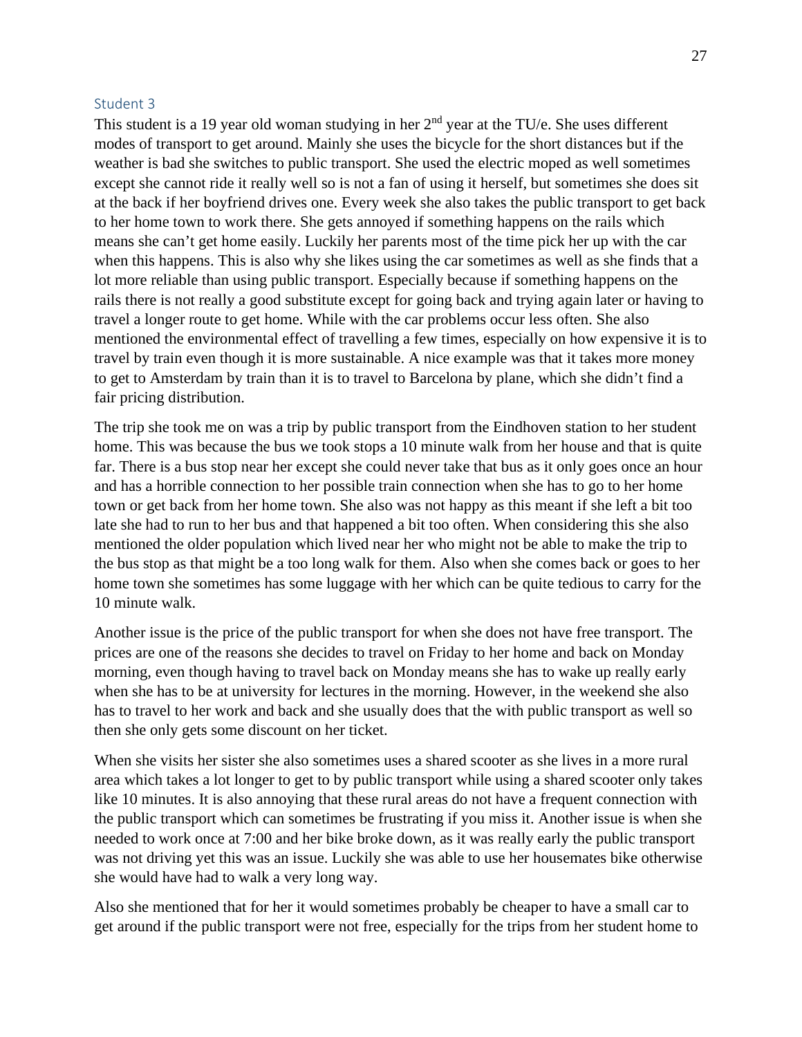### Student 3

This student is a 19 year old woman studying in her 2nd year at the TU/e. She uses different modes of transport to get around. Mainly she uses the bicycle for the short distances but if the weather is bad she switches to public transport. She used the electric moped as well sometimes except she cannot ride it really well so is not a fan of using it herself, but sometimes she does sit at the back if her boyfriend drives one. Every week she also takes the public transport to get back to her home town to work there. She gets annoyed if something happens on the rails which means she can't get home easily. Luckily her parents most of the time pick her up with the car when this happens. This is also why she likes using the car sometimes as well as she finds that a lot more reliable than using public transport. Especially because if something happens on the rails there is not really a good substitute except for going back and trying again later or having to travel a longer route to get home. While with the car problems occur less often. She also mentioned the environmental effect of travelling a few times, especially on how expensive it is to travel by train even though it is more sustainable. A nice example was that it takes more money to get to Amsterdam by train than it is to travel to Barcelona by plane, which she didn't find a fair pricing distribution.

The trip she took me on was a trip by public transport from the Eindhoven station to her student home. This was because the bus we took stops a 10 minute walk from her house and that is quite far. There is a bus stop near her except she could never take that bus as it only goes once an hour and has a horrible connection to her possible train connection when she has to go to her home town or get back from her home town. She also was not happy as this meant if she left a bit too late she had to run to her bus and that happened a bit too often. When considering this she also mentioned the older population which lived near her who might not be able to make the trip to the bus stop as that might be a too long walk for them. Also when she comes back or goes to her home town she sometimes has some luggage with her which can be quite tedious to carry for the 10 minute walk.

Another issue is the price of the public transport for when she does not have free transport. The prices are one of the reasons she decides to travel on Friday to her home and back on Monday morning, even though having to travel back on Monday means she has to wake up really early when she has to be at university for lectures in the morning. However, in the weekend she also has to travel to her work and back and she usually does that the with public transport as well so then she only gets some discount on her ticket.

When she visits her sister she also sometimes uses a shared scooter as she lives in a more rural area which takes a lot longer to get to by public transport while using a shared scooter only takes like 10 minutes. It is also annoying that these rural areas do not have a frequent connection with the public transport which can sometimes be frustrating if you miss it. Another issue is when she needed to work once at 7:00 and her bike broke down, as it was really early the public transport was not driving yet this was an issue. Luckily she was able to use her housemates bike otherwise she would have had to walk a very long way.

Also she mentioned that for her it would sometimes probably be cheaper to have a small car to get around if the public transport were not free, especially for the trips from her student home to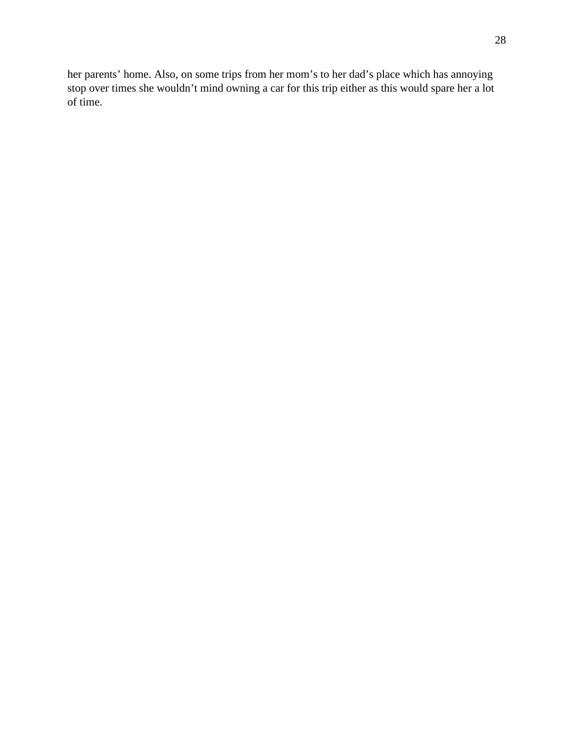her parents' home. Also, on some trips from her mom's to her dad's place which has annoying stop over times she wouldn't mind owning a car for this trip either as this would spare her a lot of time.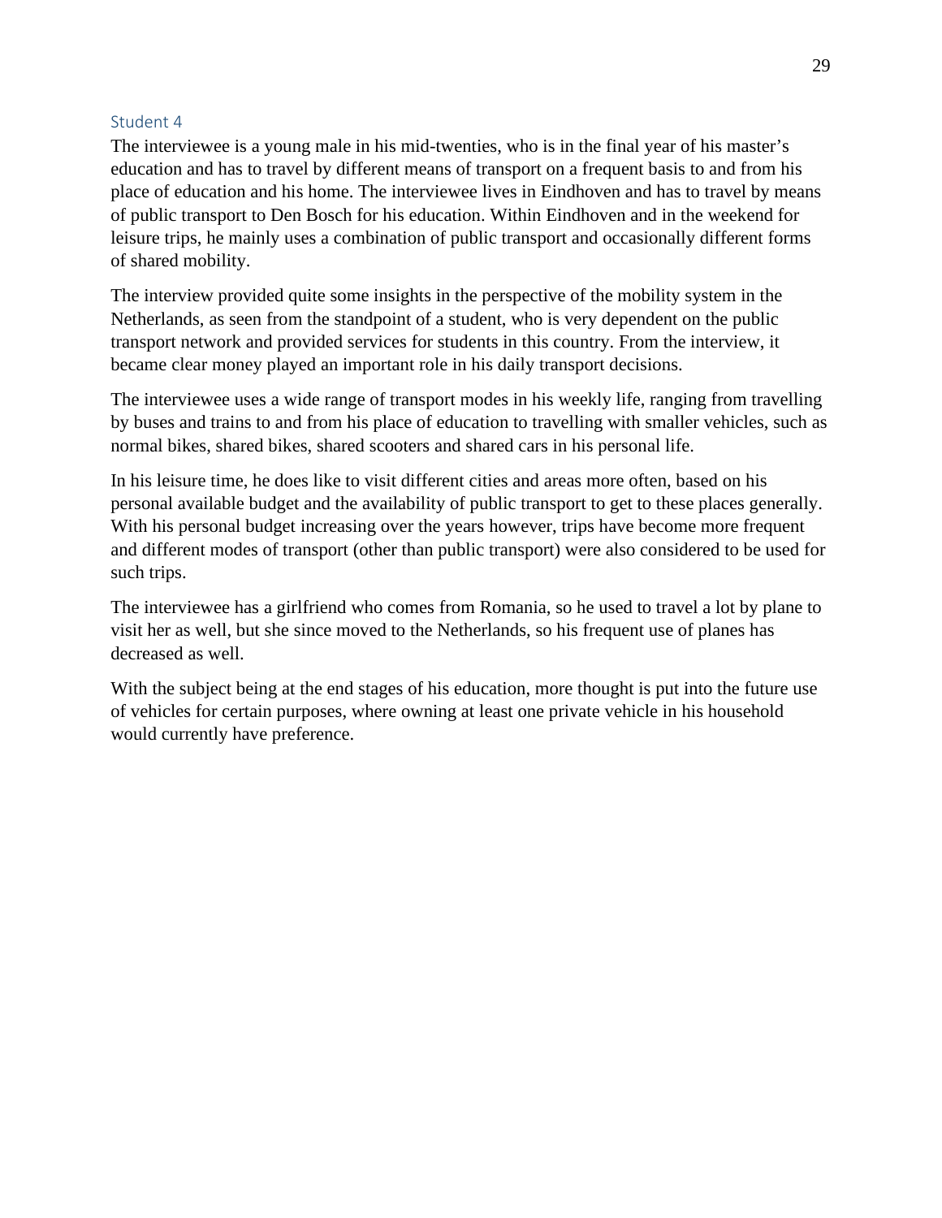### Student 4

The interviewee is a young male in his mid-twenties, who is in the final year of his master's education and has to travel by different means of transport on a frequent basis to and from his place of education and his home. The interviewee lives in Eindhoven and has to travel by means of public transport to Den Bosch for his education. Within Eindhoven and in the weekend for leisure trips, he mainly uses a combination of public transport and occasionally different forms of shared mobility.

The interview provided quite some insights in the perspective of the mobility system in the Netherlands, as seen from the standpoint of a student, who is very dependent on the public transport network and provided services for students in this country. From the interview, it became clear money played an important role in his daily transport decisions.

The interviewee uses a wide range of transport modes in his weekly life, ranging from travelling by buses and trains to and from his place of education to travelling with smaller vehicles, such as normal bikes, shared bikes, shared scooters and shared cars in his personal life.

In his leisure time, he does like to visit different cities and areas more often, based on his personal available budget and the availability of public transport to get to these places generally. With his personal budget increasing over the years however, trips have become more frequent and different modes of transport (other than public transport) were also considered to be used for such trips.

The interviewee has a girlfriend who comes from Romania, so he used to travel a lot by plane to visit her as well, but she since moved to the Netherlands, so his frequent use of planes has decreased as well.

With the subject being at the end stages of his education, more thought is put into the future use of vehicles for certain purposes, where owning at least one private vehicle in his household would currently have preference.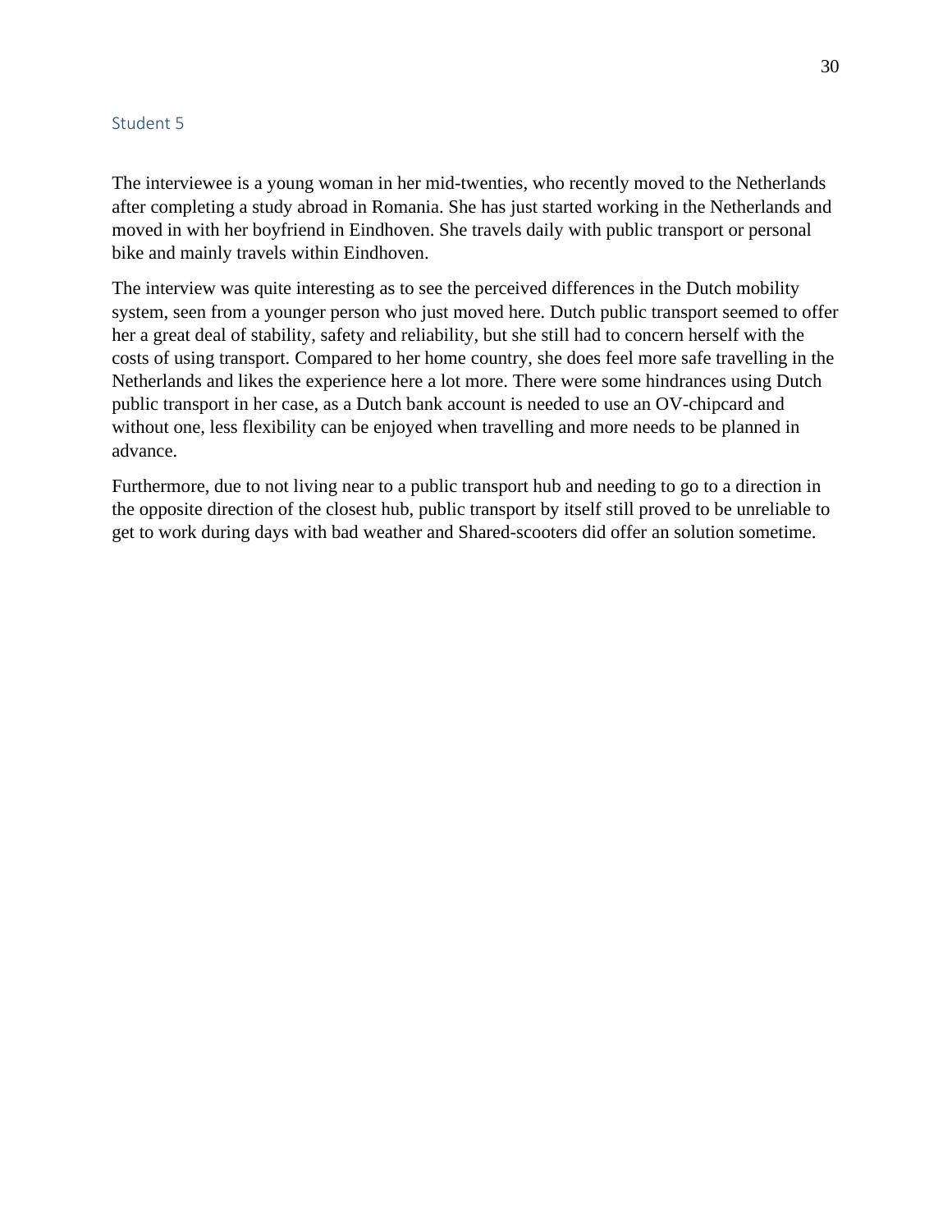### Student 5

The interviewee is a young woman in her mid-twenties, who recently moved to the Netherlands after completing a study abroad in Romania. She has just started working in the Netherlands and moved in with her boyfriend in Eindhoven. She travels daily with public transport or personal bike and mainly travels within Eindhoven.

The interview was quite interesting as to see the perceived differences in the Dutch mobility system, seen from a younger person who just moved here. Dutch public transport seemed to offer her a great deal of stability, safety and reliability, but she still had to concern herself with the costs of using transport. Compared to her home country, she does feel more safe travelling in the Netherlands and likes the experience here a lot more. There were some hindrances using Dutch public transport in her case, as a Dutch bank account is needed to use an OV-chipcard and without one, less flexibility can be enjoyed when travelling and more needs to be planned in advance.

Furthermore, due to not living near to a public transport hub and needing to go to a direction in the opposite direction of the closest hub, public transport by itself still proved to be unreliable to get to work during days with bad weather and Shared-scooters did offer an solution sometime.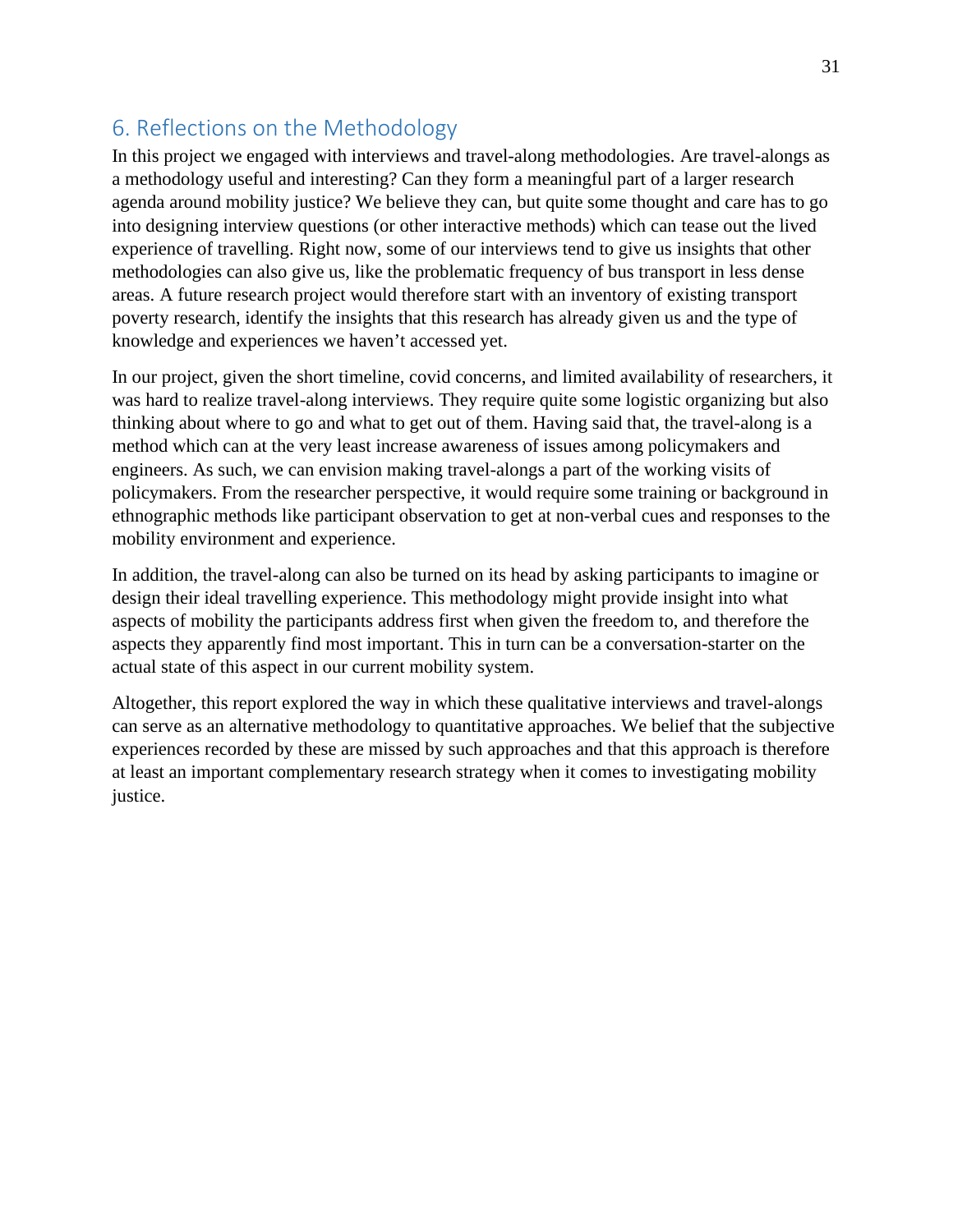## 6. Reflections on the Methodology

In this project we engaged with interviews and travel-along methodologies. Are travel-alongs as a methodology useful and interesting? Can they form a meaningful part of a larger research agenda around mobility justice? We believe they can, but quite some thought and care has to go into designing interview questions (or other interactive methods) which can tease out the lived experience of travelling. Right now, some of our interviews tend to give us insights that other methodologies can also give us, like the problematic frequency of bus transport in less dense areas. A future research project would therefore start with an inventory of existing transport poverty research, identify the insights that this research has already given us and the type of knowledge and experiences we haven't accessed yet.

In our project, given the short timeline, covid concerns, and limited availability of researchers, it was hard to realize travel-along interviews. They require quite some logistic organizing but also thinking about where to go and what to get out of them. Having said that, the travel-along is a method which can at the very least increase awareness of issues among policymakers and engineers. As such, we can envision making travel-alongs a part of the working visits of policymakers. From the researcher perspective, it would require some training or background in ethnographic methods like participant observation to get at non-verbal cues and responses to the mobility environment and experience.

In addition, the travel-along can also be turned on its head by asking participants to imagine or design their ideal travelling experience. This methodology might provide insight into what aspects of mobility the participants address first when given the freedom to, and therefore the aspects they apparently find most important. This in turn can be a conversation-starter on the actual state of this aspect in our current mobility system.

Altogether, this report explored the way in which these qualitative interviews and travel-alongs can serve as an alternative methodology to quantitative approaches. We belief that the subjective experiences recorded by these are missed by such approaches and that this approach is therefore at least an important complementary research strategy when it comes to investigating mobility justice.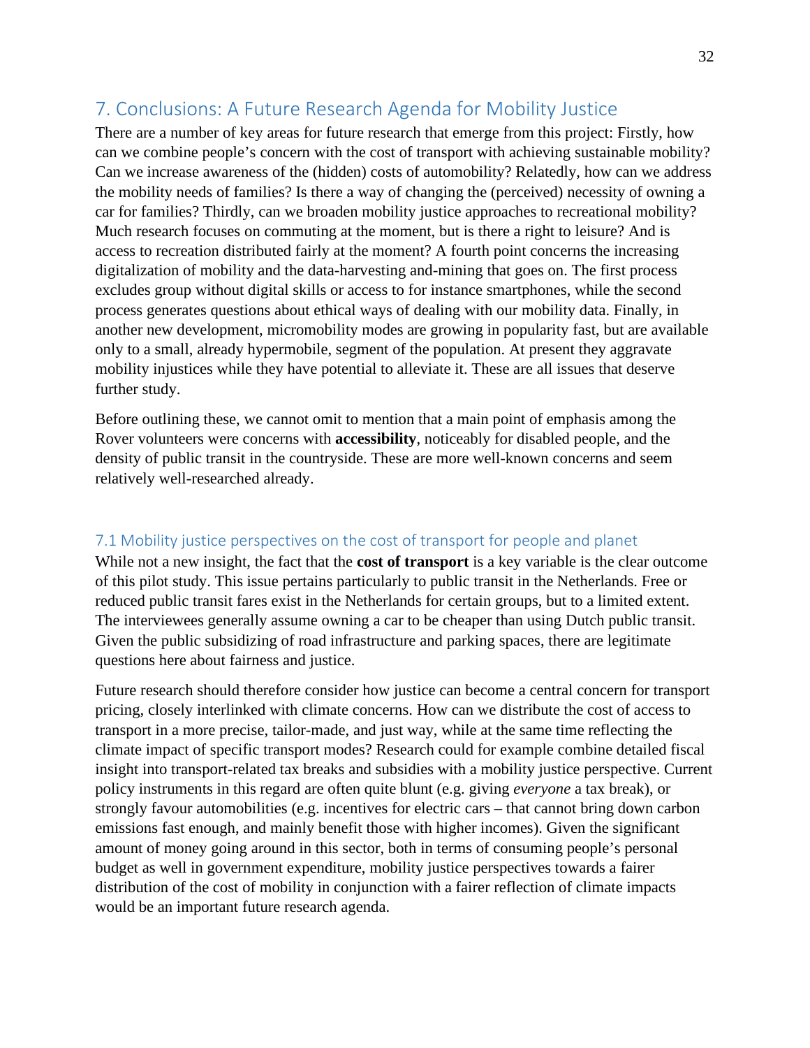## 7. Conclusions: A Future Research Agenda for Mobility Justice

There are a number of key areas for future research that emerge from this project: Firstly, how can we combine people's concern with the cost of transport with achieving sustainable mobility? Can we increase awareness of the (hidden) costs of automobility? Relatedly, how can we address the mobility needs of families? Is there a way of changing the (perceived) necessity of owning a car for families? Thirdly, can we broaden mobility justice approaches to recreational mobility? Much research focuses on commuting at the moment, but is there a right to leisure? And is access to recreation distributed fairly at the moment? A fourth point concerns the increasing digitalization of mobility and the data-harvesting and-mining that goes on. The first process excludes group without digital skills or access to for instance smartphones, while the second process generates questions about ethical ways of dealing with our mobility data. Finally, in another new development, micromobility modes are growing in popularity fast, but are available only to a small, already hypermobile, segment of the population. At present they aggravate mobility injustices while they have potential to alleviate it. These are all issues that deserve further study.

Before outlining these, we cannot omit to mention that a main point of emphasis among the Rover volunteers were concerns with **accessibility**, noticeably for disabled people, and the density of public transit in the countryside. These are more well-known concerns and seem relatively well-researched already.

### 7.1 Mobility justice perspectives on the cost of transport for people and planet

While not a new insight, the fact that the **cost of transport** is a key variable is the clear outcome of this pilot study. This issue pertains particularly to public transit in the Netherlands. Free or reduced public transit fares exist in the Netherlands for certain groups, but to a limited extent. The interviewees generally assume owning a car to be cheaper than using Dutch public transit. Given the public subsidizing of road infrastructure and parking spaces, there are legitimate questions here about fairness and justice.

Future research should therefore consider how justice can become a central concern for transport pricing, closely interlinked with climate concerns. How can we distribute the cost of access to transport in a more precise, tailor-made, and just way, while at the same time reflecting the climate impact of specific transport modes? Research could for example combine detailed fiscal insight into transport-related tax breaks and subsidies with a mobility justice perspective. Current policy instruments in this regard are often quite blunt (e.g. giving *everyone* a tax break), or strongly favour automobilities (e.g. incentives for electric cars – that cannot bring down carbon emissions fast enough, and mainly benefit those with higher incomes). Given the significant amount of money going around in this sector, both in terms of consuming people's personal budget as well in government expenditure, mobility justice perspectives towards a fairer distribution of the cost of mobility in conjunction with a fairer reflection of climate impacts would be an important future research agenda.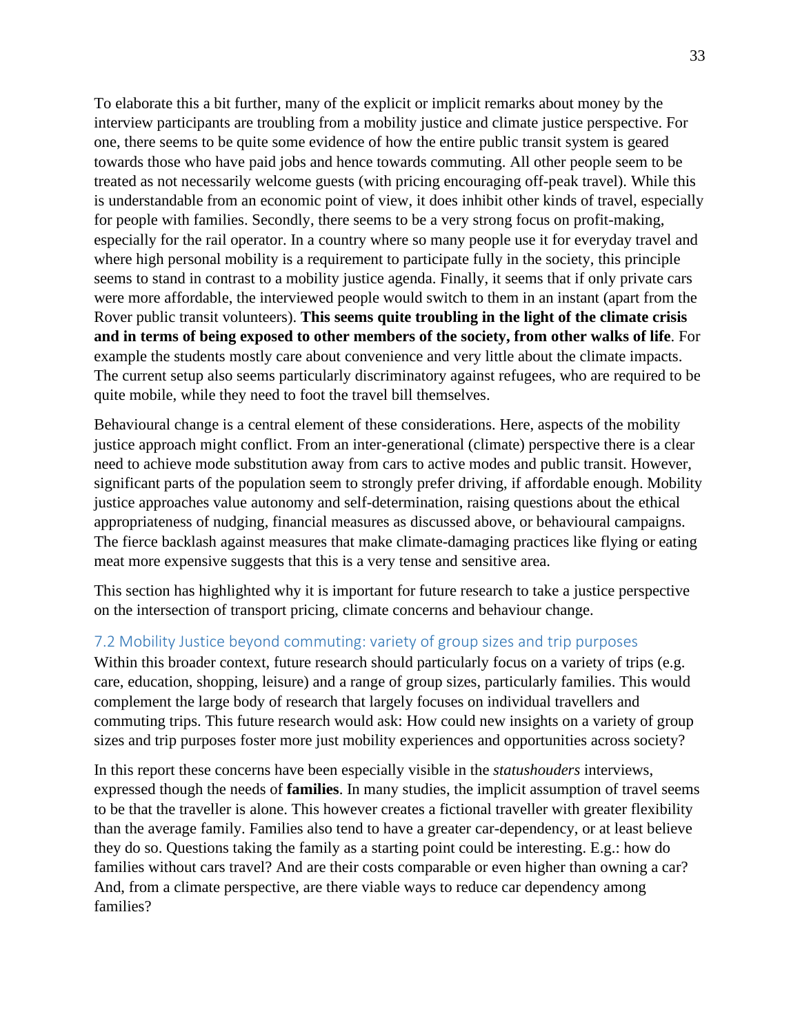To elaborate this a bit further, many of the explicit or implicit remarks about money by the interview participants are troubling from a mobility justice and climate justice perspective. For one, there seems to be quite some evidence of how the entire public transit system is geared towards those who have paid jobs and hence towards commuting. All other people seem to be treated as not necessarily welcome guests (with pricing encouraging off-peak travel). While this is understandable from an economic point of view, it does inhibit other kinds of travel, especially for people with families. Secondly, there seems to be a very strong focus on profit-making, especially for the rail operator. In a country where so many people use it for everyday travel and where high personal mobility is a requirement to participate fully in the society, this principle seems to stand in contrast to a mobility justice agenda. Finally, it seems that if only private cars were more affordable, the interviewed people would switch to them in an instant (apart from the Rover public transit volunteers). **This seems quite troubling in the light of the climate crisis and in terms of being exposed to other members of the society, from other walks of life**. For example the students mostly care about convenience and very little about the climate impacts. The current setup also seems particularly discriminatory against refugees, who are required to be quite mobile, while they need to foot the travel bill themselves.

Behavioural change is a central element of these considerations. Here, aspects of the mobility justice approach might conflict. From an inter-generational (climate) perspective there is a clear need to achieve mode substitution away from cars to active modes and public transit. However, significant parts of the population seem to strongly prefer driving, if affordable enough. Mobility justice approaches value autonomy and self-determination, raising questions about the ethical appropriateness of nudging, financial measures as discussed above, or behavioural campaigns. The fierce backlash against measures that make climate-damaging practices like flying or eating meat more expensive suggests that this is a very tense and sensitive area.

This section has highlighted why it is important for future research to take a justice perspective on the intersection of transport pricing, climate concerns and behaviour change.

## 7.2 Mobility Justice beyond commuting: variety of group sizes and trip purposes

Within this broader context, future research should particularly focus on a variety of trips (e.g. care, education, shopping, leisure) and a range of group sizes, particularly families. This would complement the large body of research that largely focuses on individual travellers and commuting trips. This future research would ask: How could new insights on a variety of group sizes and trip purposes foster more just mobility experiences and opportunities across society?

In this report these concerns have been especially visible in the *statushouders* interviews, expressed though the needs of **families**. In many studies, the implicit assumption of travel seems to be that the traveller is alone. This however creates a fictional traveller with greater flexibility than the average family. Families also tend to have a greater car-dependency, or at least believe they do so. Questions taking the family as a starting point could be interesting. E.g.: how do families without cars travel? And are their costs comparable or even higher than owning a car? And, from a climate perspective, are there viable ways to reduce car dependency among families?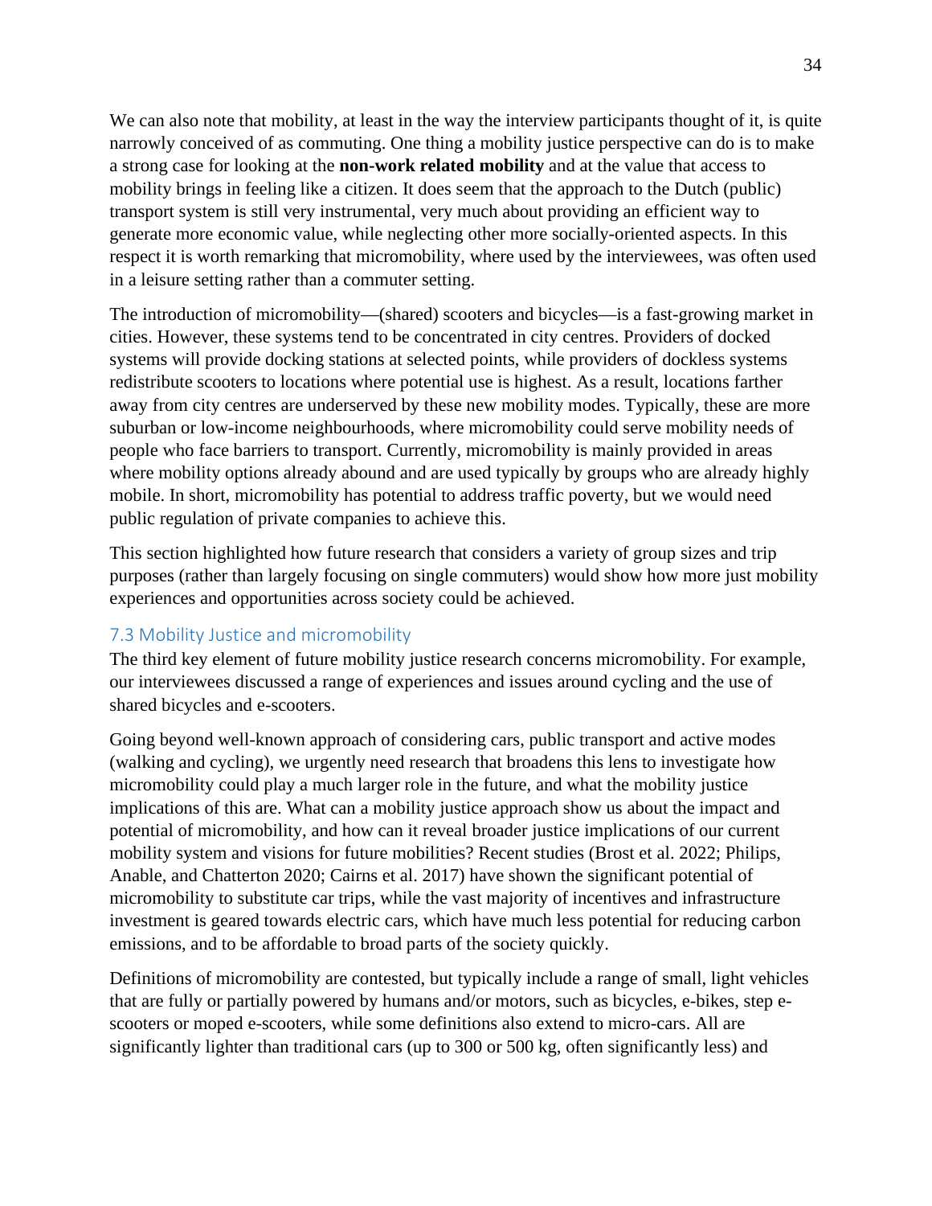We can also note that mobility, at least in the way the interview participants thought of it, is quite narrowly conceived of as commuting. One thing a mobility justice perspective can do is to make a strong case for looking at the **non-work related mobility** and at the value that access to mobility brings in feeling like a citizen. It does seem that the approach to the Dutch (public) transport system is still very instrumental, very much about providing an efficient way to generate more economic value, while neglecting other more socially-oriented aspects. In this respect it is worth remarking that micromobility, where used by the interviewees, was often used in a leisure setting rather than a commuter setting.

The introduction of micromobility—(shared) scooters and bicycles—is a fast-growing market in cities. However, these systems tend to be concentrated in city centres. Providers of docked systems will provide docking stations at selected points, while providers of dockless systems redistribute scooters to locations where potential use is highest. As a result, locations farther away from city centres are underserved by these new mobility modes. Typically, these are more suburban or low-income neighbourhoods, where micromobility could serve mobility needs of people who face barriers to transport. Currently, micromobility is mainly provided in areas where mobility options already abound and are used typically by groups who are already highly mobile. In short, micromobility has potential to address traffic poverty, but we would need public regulation of private companies to achieve this.

This section highlighted how future research that considers a variety of group sizes and trip purposes (rather than largely focusing on single commuters) would show how more just mobility experiences and opportunities across society could be achieved.

## 7.3 Mobility Justice and micromobility

The third key element of future mobility justice research concerns micromobility. For example, our interviewees discussed a range of experiences and issues around cycling and the use of shared bicycles and e-scooters.

Going beyond well-known approach of considering cars, public transport and active modes (walking and cycling), we urgently need research that broadens this lens to investigate how micromobility could play a much larger role in the future, and what the mobility justice implications of this are. What can a mobility justice approach show us about the impact and potential of micromobility, and how can it reveal broader justice implications of our current mobility system and visions for future mobilities? Recent studies (Brost et al. 2022; Philips, Anable, and Chatterton 2020; Cairns et al. 2017) have shown the significant potential of micromobility to substitute car trips, while the vast majority of incentives and infrastructure investment is geared towards electric cars, which have much less potential for reducing carbon emissions, and to be affordable to broad parts of the society quickly.

Definitions of micromobility are contested, but typically include a range of small, light vehicles that are fully or partially powered by humans and/or motors, such as bicycles, e-bikes, step e-scooters or moped e-scooters, while some definitions also extend to micro-cars. All are significantly lighter than traditional cars (up to 300 or 500 kg, often significantly less) and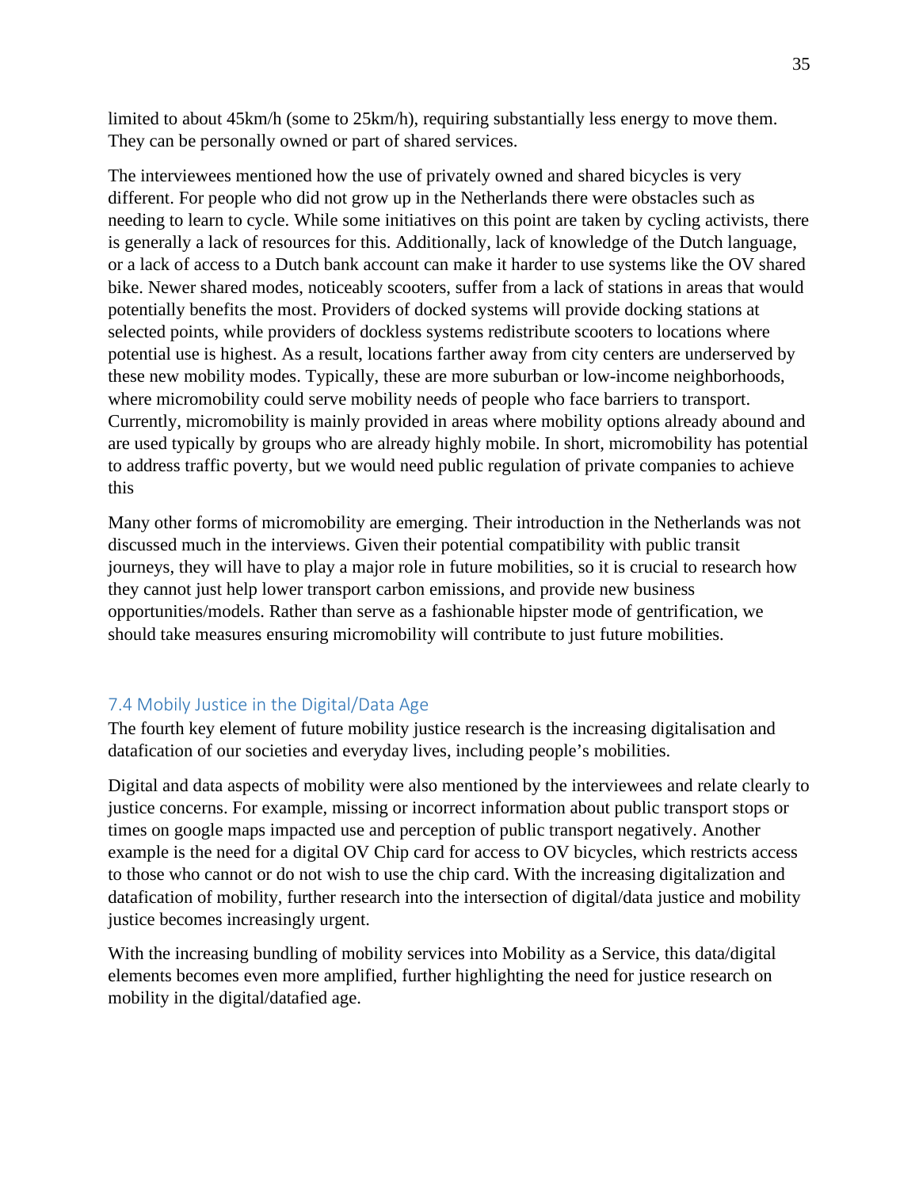limited to about 45km/h (some to 25km/h), requiring substantially less energy to move them. They can be personally owned or part of shared services.

The interviewees mentioned how the use of privately owned and shared bicycles is very different. For people who did not grow up in the Netherlands there were obstacles such as needing to learn to cycle. While some initiatives on this point are taken by cycling activists, there is generally a lack of resources for this. Additionally, lack of knowledge of the Dutch language, or a lack of access to a Dutch bank account can make it harder to use systems like the OV shared bike. Newer shared modes, noticeably scooters, suffer from a lack of stations in areas that would potentially benefits the most. Providers of docked systems will provide docking stations at selected points, while providers of dockless systems redistribute scooters to locations where potential use is highest. As a result, locations farther away from city centers are underserved by these new mobility modes. Typically, these are more suburban or low-income neighborhoods, where micromobility could serve mobility needs of people who face barriers to transport. Currently, micromobility is mainly provided in areas where mobility options already abound and are used typically by groups who are already highly mobile. In short, micromobility has potential to address traffic poverty, but we would need public regulation of private companies to achieve this

Many other forms of micromobility are emerging. Their introduction in the Netherlands was not discussed much in the interviews. Given their potential compatibility with public transit journeys, they will have to play a major role in future mobilities, so it is crucial to research how they cannot just help lower transport carbon emissions, and provide new business opportunities/models. Rather than serve as a fashionable hipster mode of gentrification, we should take measures ensuring micromobility will contribute to just future mobilities.

## 7.4 Mobily Justice in the Digital/Data Age

The fourth key element of future mobility justice research is the increasing digitalisation and datafication of our societies and everyday lives, including people's mobilities.

Digital and data aspects of mobility were also mentioned by the interviewees and relate clearly to justice concerns. For example, missing or incorrect information about public transport stops or times on google maps impacted use and perception of public transport negatively. Another example is the need for a digital OV Chip card for access to OV bicycles, which restricts access to those who cannot or do not wish to use the chip card. With the increasing digitalization and datafication of mobility, further research into the intersection of digital/data justice and mobility justice becomes increasingly urgent.

With the increasing bundling of mobility services into Mobility as a Service, this data/digital elements becomes even more amplified, further highlighting the need for justice research on mobility in the digital/datafied age.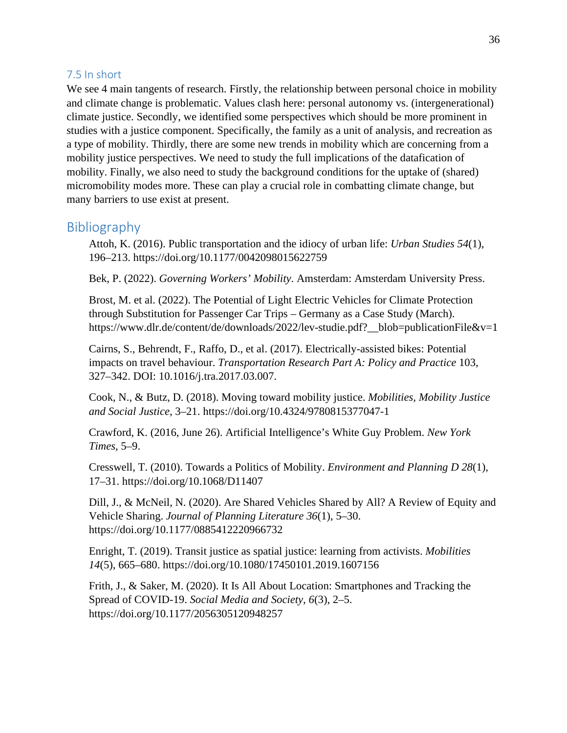### 7.5 In short

We see 4 main tangents of research. Firstly, the relationship between personal choice in mobility and climate change is problematic. Values clash here: personal autonomy vs. (intergenerational) climate justice. Secondly, we identified some perspectives which should be more prominent in studies with a justice component. Specifically, the family as a unit of analysis, and recreation as a type of mobility. Thirdly, there are some new trends in mobility which are concerning from a mobility justice perspectives. We need to study the full implications of the datafication of mobility. Finally, we also need to study the background conditions for the uptake of (shared) micromobility modes more. These can play a crucial role in combatting climate change, but many barriers to use exist at present.

## Bibliography

Attoh, K. (2016). Public transportation and the idiocy of urban life: *Urban Studies 54*(1), 196–213. https://doi.org/10.1177/0042098015622759

Bek, P. (2022). *Governing Workers' Mobility*. Amsterdam: Amsterdam University Press.

Brost, M. et al. (2022). The Potential of Light Electric Vehicles for Climate Protection through Substitution for Passenger Car Trips – Germany as a Case Study (March). https://www.dlr.de/content/de/downloads/2022/lev-studie.pdf?__blob=publicationFile&v=1

Cairns, S., Behrendt, F., Raffo, D., et al. (2017). Electrically-assisted bikes: Potential impacts on travel behaviour. *Transportation Research Part A: Policy and Practice* 103, 327–342. DOI: 10.1016/j.tra.2017.03.007.

Cook, N., & Butz, D. (2018). Moving toward mobility justice. *Mobilities, Mobility Justice and Social Justice*, 3–21. https://doi.org/10.4324/9780815377047-1

Crawford, K. (2016, June 26). Artificial Intelligence's White Guy Problem. *New York Times*, 5–9.

Cresswell, T. (2010). Towards a Politics of Mobility. *Environment and Planning D 28*(1), 17–31. https://doi.org/10.1068/D11407

Dill, J., & McNeil, N. (2020). Are Shared Vehicles Shared by All? A Review of Equity and Vehicle Sharing. *Journal of Planning Literature 36*(1), 5–30. https://doi.org/10.1177/0885412220966732

Enright, T. (2019). Transit justice as spatial justice: learning from activists. *Mobilities 14*(5), 665–680. https://doi.org/10.1080/17450101.2019.1607156

Frith, J., & Saker, M. (2020). It Is All About Location: Smartphones and Tracking the Spread of COVID-19. *Social Media and Society*, *6*(3), 2–5. https://doi.org/10.1177/2056305120948257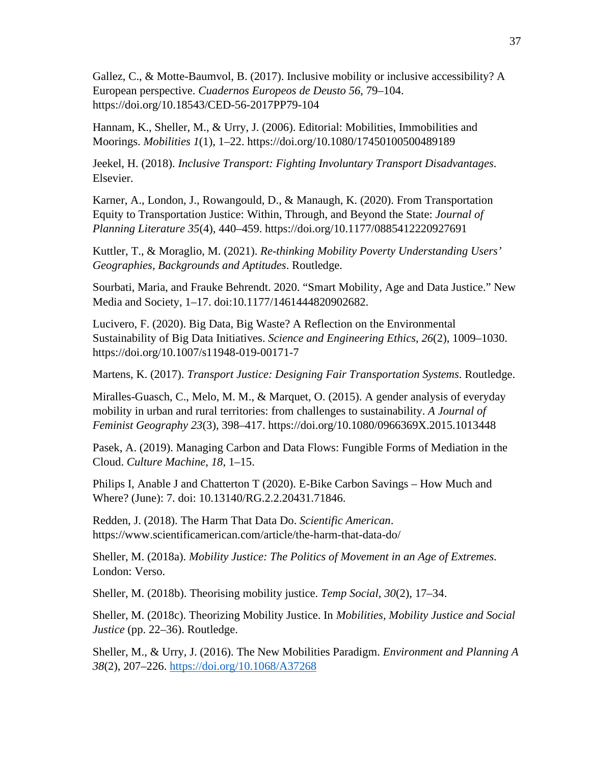Gallez, C., & Motte-Baumvol, B. (2017). Inclusive mobility or inclusive accessibility? A European perspective. *Cuadernos Europeos de Deusto 56*, 79–104. https://doi.org/10.18543/CED-56-2017PP79-104

Hannam, K., Sheller, M., & Urry, J. (2006). Editorial: Mobilities, Immobilities and Moorings. *Mobilities 1*(1), 1–22. https://doi.org/10.1080/17450100500489189

Jeekel, H. (2018). *Inclusive Transport: Fighting Involuntary Transport Disadvantages*. Elsevier.

Karner, A., London, J., Rowangould, D., & Manaugh, K. (2020). From Transportation Equity to Transportation Justice: Within, Through, and Beyond the State: *Journal of Planning Literature 35*(4), 440–459. https://doi.org/10.1177/0885412220927691

Kuttler, T., & Moraglio, M. (2021). *Re-thinking Mobility Poverty Understanding Users' Geographies, Backgrounds and Aptitudes*. Routledge.

Sourbati, Maria, and Frauke Behrendt. 2020. "Smart Mobility, Age and Data Justice." New Media and Society, 1–17. doi:10.1177/1461444820902682.

Lucivero, F. (2020). Big Data, Big Waste? A Reflection on the Environmental Sustainability of Big Data Initiatives. *Science and Engineering Ethics*, *26*(2), 1009–1030. https://doi.org/10.1007/s11948-019-00171-7

Martens, K. (2017). *Transport Justice: Designing Fair Transportation Systems*. Routledge.

Miralles-Guasch, C., Melo, M. M., & Marquet, O. (2015). A gender analysis of everyday mobility in urban and rural territories: from challenges to sustainability. *A Journal of Feminist Geography 23*(3), 398–417. https://doi.org/10.1080/0966369X.2015.1013448

Pasek, A. (2019). Managing Carbon and Data Flows: Fungible Forms of Mediation in the Cloud. *Culture Machine*, *18*, 1–15.

Philips I, Anable J and Chatterton T (2020). E-Bike Carbon Savings – How Much and Where? (June): 7. doi: 10.13140/RG.2.2.20431.71846.

Redden, J. (2018). The Harm That Data Do. *Scientific American*. https://www.scientificamerican.com/article/the-harm-that-data-do/

Sheller, M. (2018a). *Mobility Justice: The Politics of Movement in an Age of Extremes.* London: Verso.

Sheller, M. (2018b). Theorising mobility justice. *Temp Social*, *30*(2), 17–34.

Sheller, M. (2018c). Theorizing Mobility Justice. In *Mobilities, Mobility Justice and Social Justice* (pp. 22–36). Routledge.

Sheller, M., & Urry, J. (2016). The New Mobilities Paradigm. *Environment and Planning A 38*(2), 207–226. https://doi.org/10.1068/A37268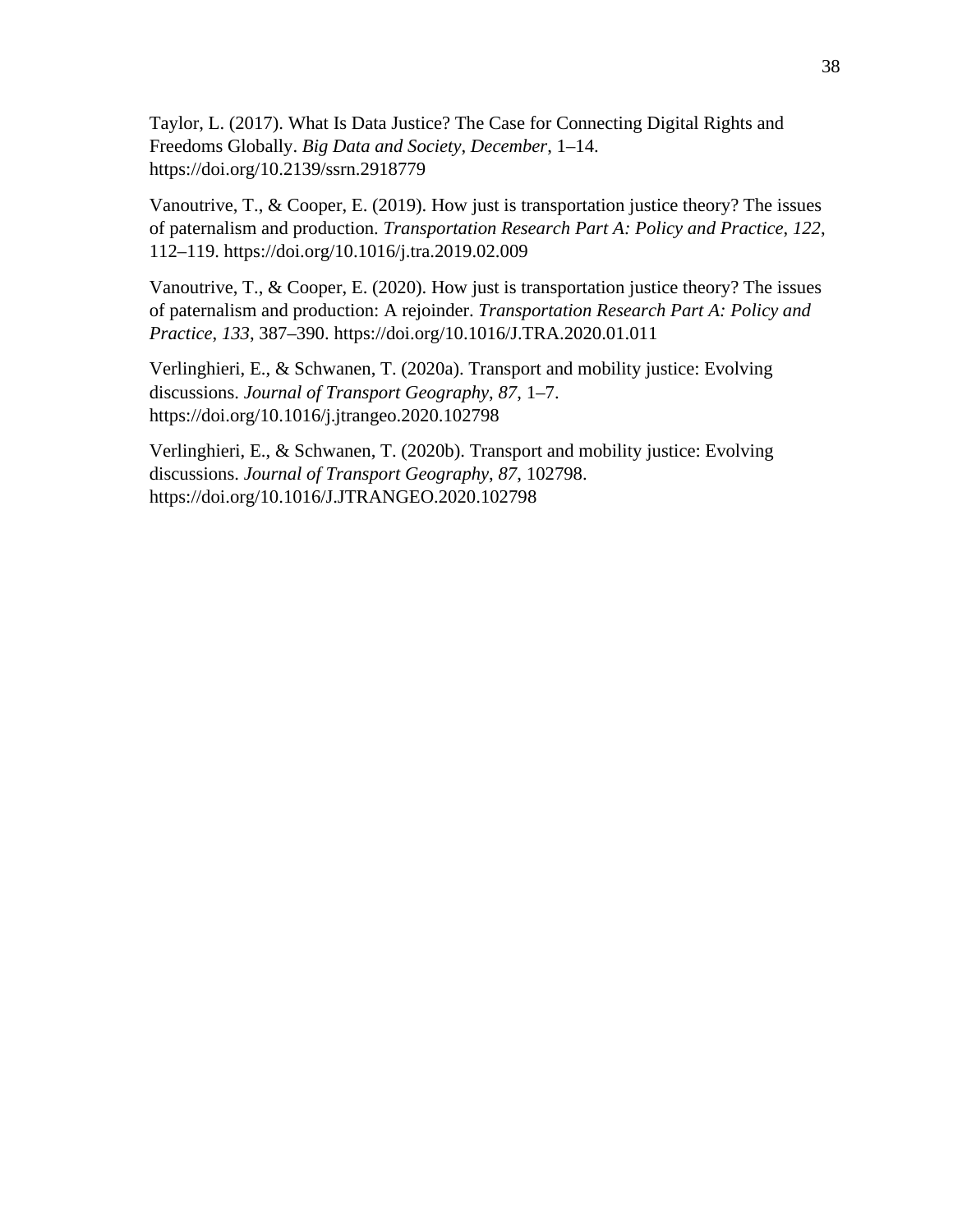Taylor, L. (2017). What Is Data Justice? The Case for Connecting Digital Rights and Freedoms Globally. *Big Data and Society*, *December*, 1–14. https://doi.org/10.2139/ssrn.2918779

Vanoutrive, T., & Cooper, E. (2019). How just is transportation justice theory? The issues of paternalism and production. *Transportation Research Part A: Policy and Practice*, *122*, 112–119. https://doi.org/10.1016/j.tra.2019.02.009

Vanoutrive, T., & Cooper, E. (2020). How just is transportation justice theory? The issues of paternalism and production: A rejoinder. *Transportation Research Part A: Policy and Practice*, *133*, 387–390. https://doi.org/10.1016/J.TRA.2020.01.011

Verlinghieri, E., & Schwanen, T. (2020a). Transport and mobility justice: Evolving discussions. *Journal of Transport Geography*, *87*, 1–7. https://doi.org/10.1016/j.jtrangeo.2020.102798

Verlinghieri, E., & Schwanen, T. (2020b). Transport and mobility justice: Evolving discussions. *Journal of Transport Geography*, *87*, 102798. https://doi.org/10.1016/J.JTRANGEO.2020.102798